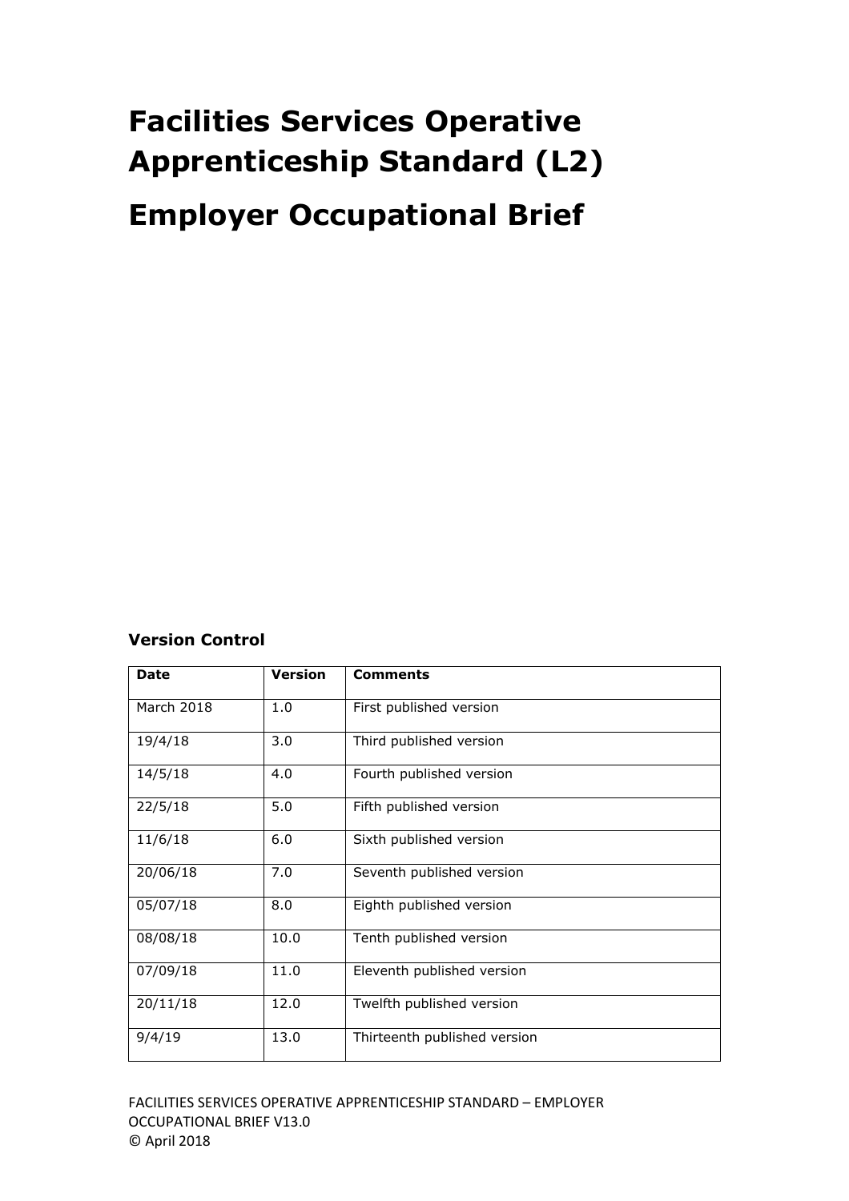# Facilities Services Operative Apprenticeship Standard (L2)

# Employer Occupational Brief

### Version Control

| Date | Version | Comments |
|---|---|---|
| March 2018 | 1.0 | First published version |
| 19/4/18 | 3.0 | Third published version |
| 14/5/18 | 4.0 | Fourth published version |
| 22/5/18 | 5.0 | Fifth published version |
| 11/6/18 | 6.0 | Sixth published version |
| 20/06/18 | 7.0 | Seventh published version |
| 05/07/18 | 8.0 | Eighth published version |
| 08/08/18 | 10.0 | Tenth published version |
| 07/09/18 | 11.0 | Eleventh published version |
| 20/11/18 | 12.0 | Twelfth published version |
| 9/4/19 | 13.0 | Thirteenth published version |

FACILITIES SERVICES OPERATIVE APPRENTICESHIP STANDARD – EMPLOYER OCCUPATIONAL BRIEF V13.0
© April 2018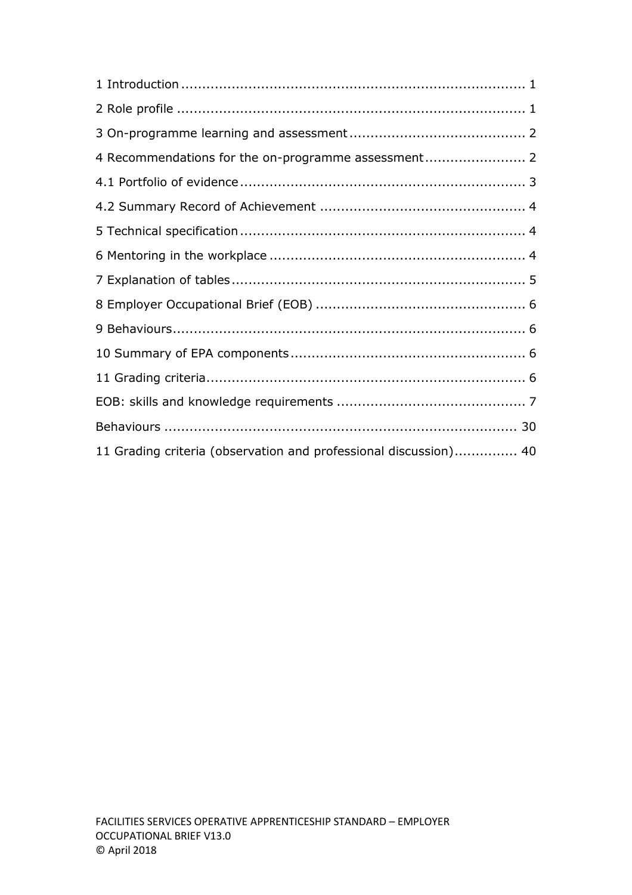1 Introduction ................................................................................ 1

2 Role profile ................................................................................. 1

3 On-programme learning and assessment ......................................... 2

4 Recommendations for the on-programme assessment ........................ 2

4.1 Portfolio of evidence .................................................................... 3

4.2 Summary Record of Achievement ................................................. 4

5 Technical specification .................................................................... 4

6 Mentoring in the workplace ............................................................. 4

7 Explanation of tables ...................................................................... 5

8 Employer Occupational Brief (EOB) .................................................. 6

9 Behaviours.................................................................................... 6

10 Summary of EPA components ........................................................ 6

11 Grading criteria............................................................................ 6

EOB: skills and knowledge requirements ............................................. 7

Behaviours ...................................................................................... 30

11 Grading criteria (observation and professional discussion)............... 40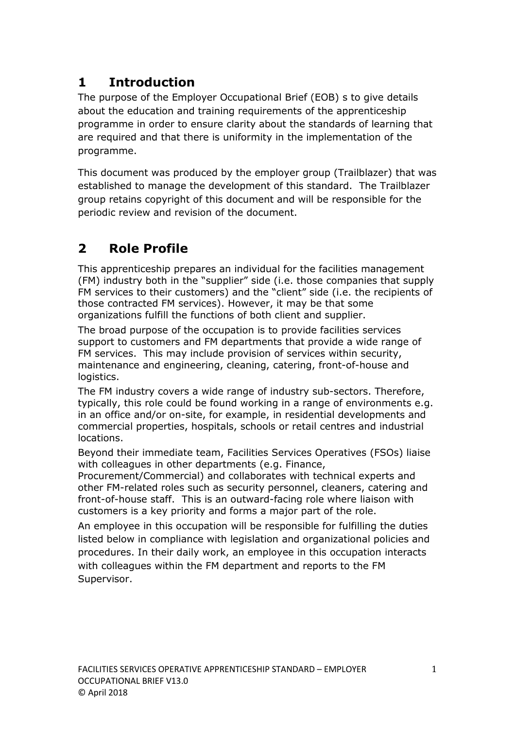# 1 Introduction

The purpose of the Employer Occupational Brief (EOB) s to give details about the education and training requirements of the apprenticeship programme in order to ensure clarity about the standards of learning that are required and that there is uniformity in the implementation of the programme.

This document was produced by the employer group (Trailblazer) that was established to manage the development of this standard. The Trailblazer group retains copyright of this document and will be responsible for the periodic review and revision of the document.

# 2 Role Profile

This apprenticeship prepares an individual for the facilities management (FM) industry both in the "supplier" side (i.e. those companies that supply FM services to their customers) and the "client" side (i.e. the recipients of those contracted FM services). However, it may be that some organizations fulfill the functions of both client and supplier.

The broad purpose of the occupation is to provide facilities services support to customers and FM departments that provide a wide range of FM services. This may include provision of services within security, maintenance and engineering, cleaning, catering, front-of-house and logistics.

The FM industry covers a wide range of industry sub-sectors. Therefore, typically, this role could be found working in a range of environments e.g. in an office and/or on-site, for example, in residential developments and commercial properties, hospitals, schools or retail centres and industrial locations.

Beyond their immediate team, Facilities Services Operatives (FSOs) liaise with colleagues in other departments (e.g. Finance, Procurement/Commercial) and collaborates with technical experts and other FM-related roles such as security personnel, cleaners, catering and front-of-house staff. This is an outward-facing role where liaison with customers is a key priority and forms a major part of the role.

An employee in this occupation will be responsible for fulfilling the duties listed below in compliance with legislation and organizational policies and procedures. In their daily work, an employee in this occupation interacts with colleagues within the FM department and reports to the FM Supervisor.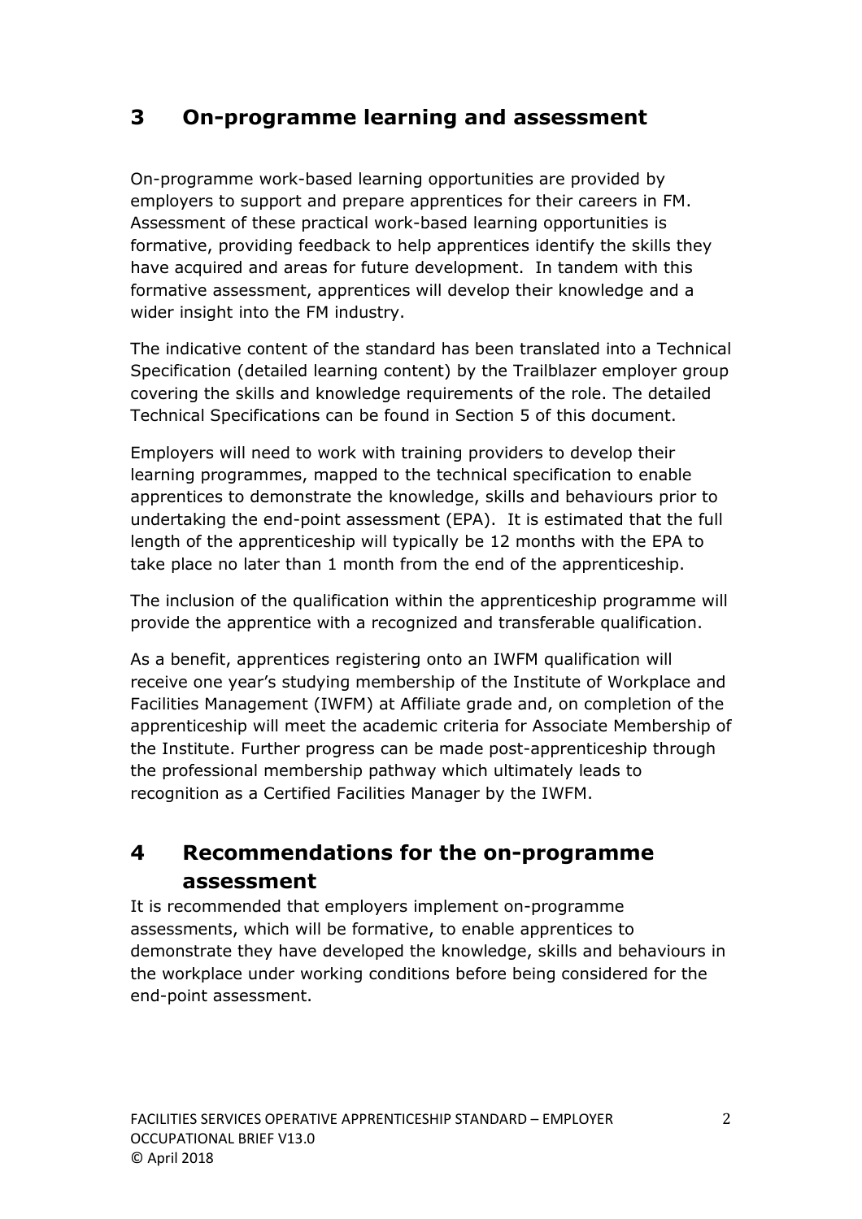## 3 On-programme learning and assessment

On-programme work-based learning opportunities are provided by employers to support and prepare apprentices for their careers in FM. Assessment of these practical work-based learning opportunities is formative, providing feedback to help apprentices identify the skills they have acquired and areas for future development. In tandem with this formative assessment, apprentices will develop their knowledge and a wider insight into the FM industry.

The indicative content of the standard has been translated into a Technical Specification (detailed learning content) by the Trailblazer employer group covering the skills and knowledge requirements of the role. The detailed Technical Specifications can be found in Section 5 of this document.

Employers will need to work with training providers to develop their learning programmes, mapped to the technical specification to enable apprentices to demonstrate the knowledge, skills and behaviours prior to undertaking the end-point assessment (EPA). It is estimated that the full length of the apprenticeship will typically be 12 months with the EPA to take place no later than 1 month from the end of the apprenticeship.

The inclusion of the qualification within the apprenticeship programme will provide the apprentice with a recognized and transferable qualification.

As a benefit, apprentices registering onto an IWFM qualification will receive one year's studying membership of the Institute of Workplace and Facilities Management (IWFM) at Affiliate grade and, on completion of the apprenticeship will meet the academic criteria for Associate Membership of the Institute. Further progress can be made post-apprenticeship through the professional membership pathway which ultimately leads to recognition as a Certified Facilities Manager by the IWFM.

## 4 Recommendations for the on-programme assessment

It is recommended that employers implement on-programme assessments, which will be formative, to enable apprentices to demonstrate they have developed the knowledge, skills and behaviours in the workplace under working conditions before being considered for the end-point assessment.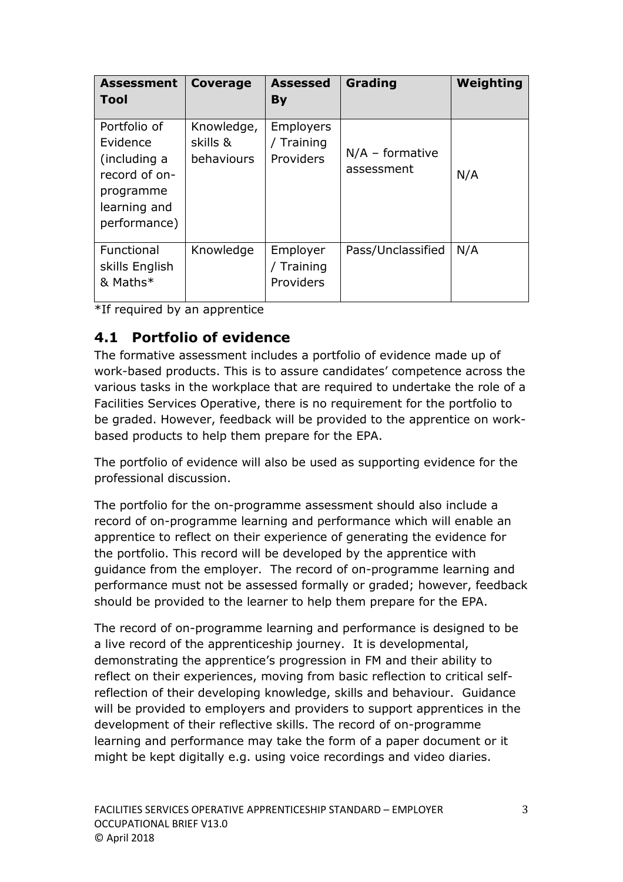| Assessment Tool | Coverage | Assessed By | Grading | Weighting |
|---|---|---|---|---|
| Portfolio of Evidence (including a record of on-programme learning and performance) | Knowledge, skills & behaviours | Employers / Training Providers | N/A – formative assessment | N/A |
| Functional skills English & Maths* | Knowledge | Employer / Training Providers | Pass/Unclassified | N/A |

*If required by an apprentice

## 4.1 Portfolio of evidence

The formative assessment includes a portfolio of evidence made up of work-based products. This is to assure candidates' competence across the various tasks in the workplace that are required to undertake the role of a Facilities Services Operative, there is no requirement for the portfolio to be graded. However, feedback will be provided to the apprentice on work-based products to help them prepare for the EPA.

The portfolio of evidence will also be used as supporting evidence for the professional discussion.

The portfolio for the on-programme assessment should also include a record of on-programme learning and performance which will enable an apprentice to reflect on their experience of generating the evidence for the portfolio. This record will be developed by the apprentice with guidance from the employer. The record of on-programme learning and performance must not be assessed formally or graded; however, feedback should be provided to the learner to help them prepare for the EPA.

The record of on-programme learning and performance is designed to be a live record of the apprenticeship journey. It is developmental, demonstrating the apprentice's progression in FM and their ability to reflect on their experiences, moving from basic reflection to critical self-reflection of their developing knowledge, skills and behaviour. Guidance will be provided to employers and providers to support apprentices in the development of their reflective skills. The record of on-programme learning and performance may take the form of a paper document or it might be kept digitally e.g. using voice recordings and video diaries.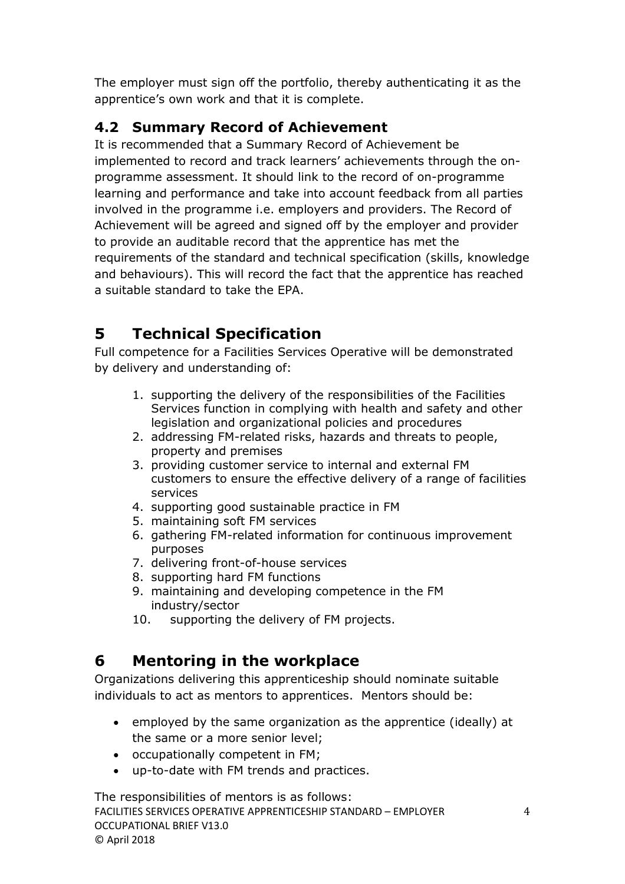The employer must sign off the portfolio, thereby authenticating it as the apprentice's own work and that it is complete.

### 4.2 Summary Record of Achievement

It is recommended that a Summary Record of Achievement be implemented to record and track learners' achievements through the on-programme assessment. It should link to the record of on-programme learning and performance and take into account feedback from all parties involved in the programme i.e. employers and providers. The Record of Achievement will be agreed and signed off by the employer and provider to provide an auditable record that the apprentice has met the requirements of the standard and technical specification (skills, knowledge and behaviours). This will record the fact that the apprentice has reached a suitable standard to take the EPA.

## 5 Technical Specification

Full competence for a Facilities Services Operative will be demonstrated by delivery and understanding of:

1. supporting the delivery of the responsibilities of the Facilities Services function in complying with health and safety and other legislation and organizational policies and procedures
2. addressing FM-related risks, hazards and threats to people, property and premises
3. providing customer service to internal and external FM customers to ensure the effective delivery of a range of facilities services
4. supporting good sustainable practice in FM
5. maintaining soft FM services
6. gathering FM-related information for continuous improvement purposes
7. delivering front-of-house services
8. supporting hard FM functions
9. maintaining and developing competence in the FM industry/sector
10. supporting the delivery of FM projects.

## 6 Mentoring in the workplace

Organizations delivering this apprenticeship should nominate suitable individuals to act as mentors to apprentices. Mentors should be:

- employed by the same organization as the apprentice (ideally) at the same or a more senior level;
- occupationally competent in FM;
- up-to-date with FM trends and practices.

The responsibilities of mentors is as follows: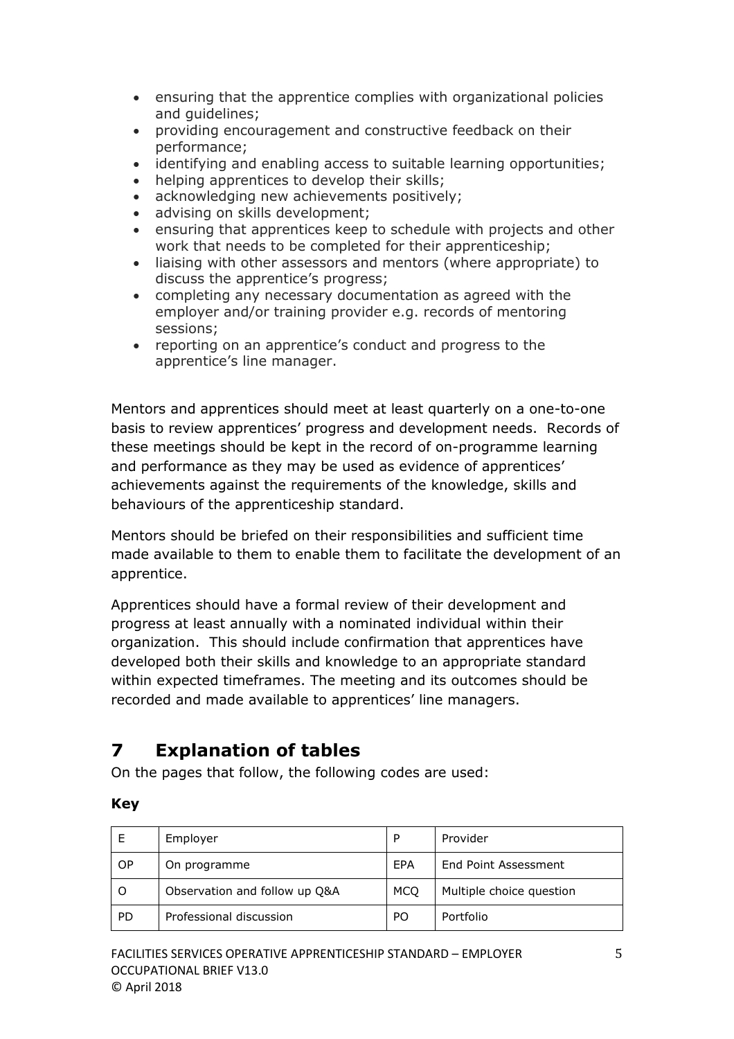- ensuring that the apprentice complies with organizational policies and guidelines;
- providing encouragement and constructive feedback on their performance;
- identifying and enabling access to suitable learning opportunities;
- helping apprentices to develop their skills;
- acknowledging new achievements positively;
- advising on skills development;
- ensuring that apprentices keep to schedule with projects and other work that needs to be completed for their apprenticeship;
- liaising with other assessors and mentors (where appropriate) to discuss the apprentice's progress;
- completing any necessary documentation as agreed with the employer and/or training provider e.g. records of mentoring sessions;
- reporting on an apprentice's conduct and progress to the apprentice's line manager.

Mentors and apprentices should meet at least quarterly on a one-to-one basis to review apprentices' progress and development needs. Records of these meetings should be kept in the record of on-programme learning and performance as they may be used as evidence of apprentices' achievements against the requirements of the knowledge, skills and behaviours of the apprenticeship standard.

Mentors should be briefed on their responsibilities and sufficient time made available to them to enable them to facilitate the development of an apprentice.

Apprentices should have a formal review of their development and progress at least annually with a nominated individual within their organization. This should include confirmation that apprentices have developed both their skills and knowledge to an appropriate standard within expected timeframes. The meeting and its outcomes should be recorded and made available to apprentices' line managers.

# 7 Explanation of tables

On the pages that follow, the following codes are used:

**Key**

| E | Employer | P | Provider |
|---|---|---|---|
| OP | On programme | EPA | End Point Assessment |
| O | Observation and follow up Q&A | MCQ | Multiple choice question |
| PD | Professional discussion | PO | Portfolio |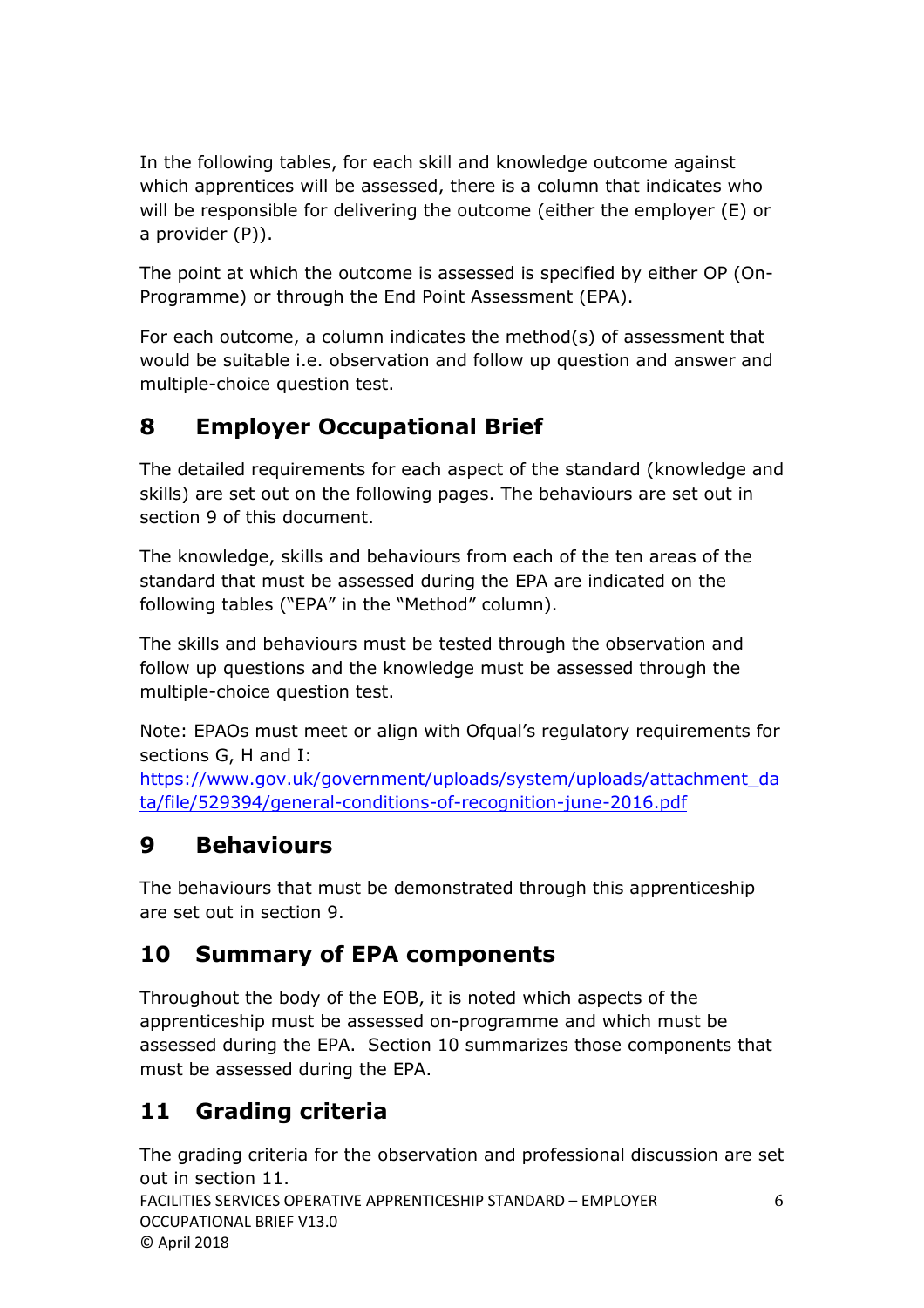In the following tables, for each skill and knowledge outcome against which apprentices will be assessed, there is a column that indicates who will be responsible for delivering the outcome (either the employer (E) or a provider (P)).

The point at which the outcome is assessed is specified by either OP (On-Programme) or through the End Point Assessment (EPA).

For each outcome, a column indicates the method(s) of assessment that would be suitable i.e. observation and follow up question and answer and multiple-choice question test.

## 8 Employer Occupational Brief

The detailed requirements for each aspect of the standard (knowledge and skills) are set out on the following pages. The behaviours are set out in section 9 of this document.

The knowledge, skills and behaviours from each of the ten areas of the standard that must be assessed during the EPA are indicated on the following tables ("EPA" in the "Method" column).

The skills and behaviours must be tested through the observation and follow up questions and the knowledge must be assessed through the multiple-choice question test.

Note: EPAOs must meet or align with Ofqual's regulatory requirements for sections G, H and I: [https://www.gov.uk/government/uploads/system/uploads/attachment_data/file/529394/general-conditions-of-recognition-june-2016.pdf](https://www.gov.uk/government/uploads/system/uploads/attachment_data/file/529394/general-conditions-of-recognition-june-2016.pdf)

## 9 Behaviours

The behaviours that must be demonstrated through this apprenticeship are set out in section 9.

## 10 Summary of EPA components

Throughout the body of the EOB, it is noted which aspects of the apprenticeship must be assessed on-programme and which must be assessed during the EPA. Section 10 summarizes those components that must be assessed during the EPA.

## 11 Grading criteria

The grading criteria for the observation and professional discussion are set out in section 11.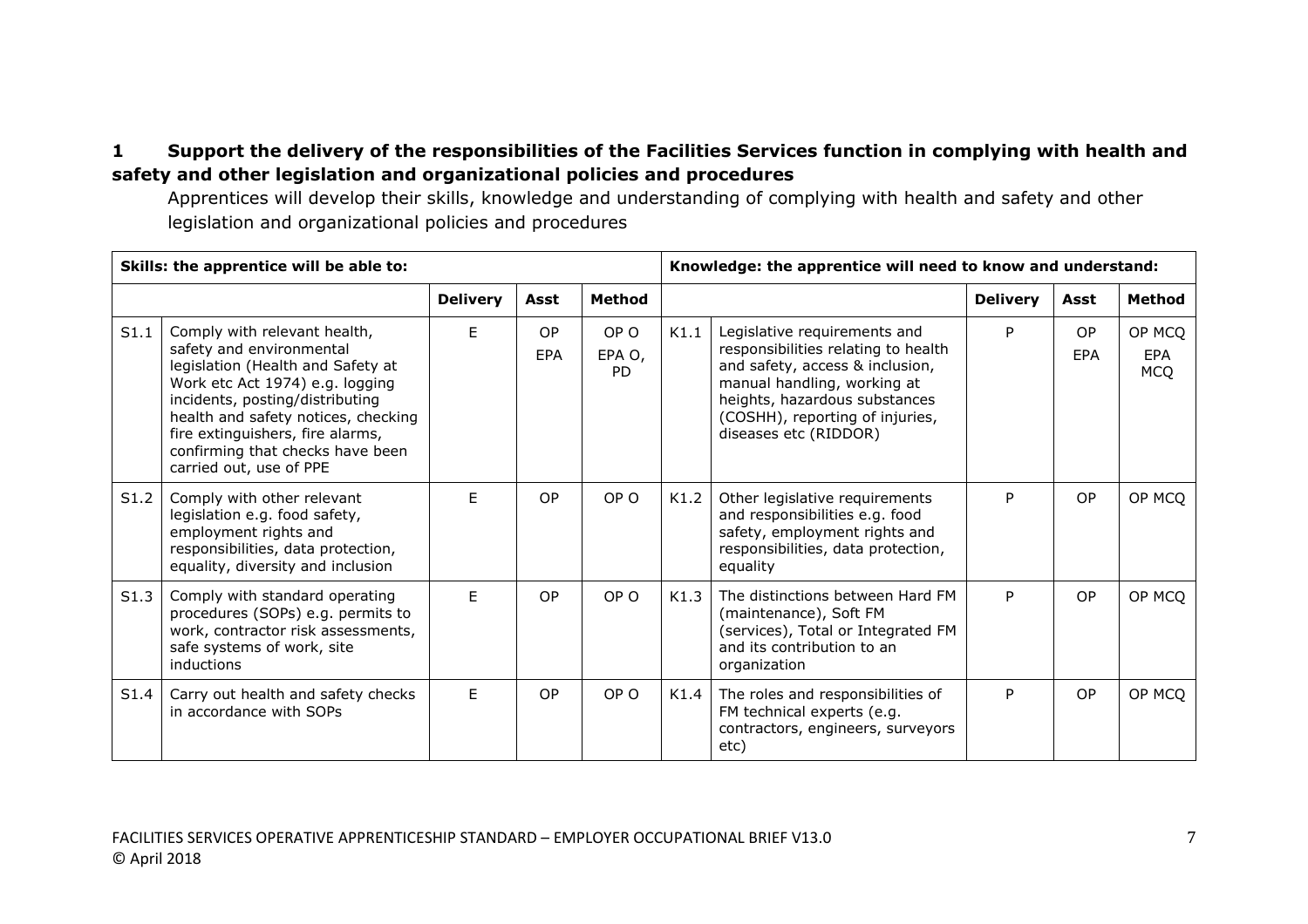## 1 Support the delivery of the responsibilities of the Facilities Services function in complying with health and safety and other legislation and organizational policies and procedures

Apprentices will develop their skills, knowledge and understanding of complying with health and safety and other legislation and organizational policies and procedures

| **Skills: the apprentice will be able to:** | | | | | **Knowledge: the apprentice will need to know and understand:** | | | | |
|---|---|---|---|---|---|---|---|---|---|
| | | **Delivery** | **Asst** | **Method** | | | **Delivery** | **Asst** | **Method** |
| S1.1 | Comply with relevant health, safety and environmental legislation (Health and Safety at Work etc Act 1974) e.g. logging incidents, posting/distributing health and safety notices, checking fire extinguishers, fire alarms, confirming that checks have been carried out, use of PPE | E | OP EPA | OP O EPA O, PD | K1.1 | Legislative requirements and responsibilities relating to health and safety, access & inclusion, manual handling, working at heights, hazardous substances (COSHH), reporting of injuries, diseases etc (RIDDOR) | P | OP EPA | OP MCQ EPA MCQ |
| S1.2 | Comply with other relevant legislation e.g. food safety, employment rights and responsibilities, data protection, equality, diversity and inclusion | E | OP | OP O | K1.2 | Other legislative requirements and responsibilities e.g. food safety, employment rights and responsibilities, data protection, equality | P | OP | OP MCQ |
| S1.3 | Comply with standard operating procedures (SOPs) e.g. permits to work, contractor risk assessments, safe systems of work, site inductions | E | OP | OP O | K1.3 | The distinctions between Hard FM (maintenance), Soft FM (services), Total or Integrated FM and its contribution to an organization | P | OP | OP MCQ |
| S1.4 | Carry out health and safety checks in accordance with SOPs | E | OP | OP O | K1.4 | The roles and responsibilities of FM technical experts (e.g. contractors, engineers, surveyors etc) | P | OP | OP MCQ |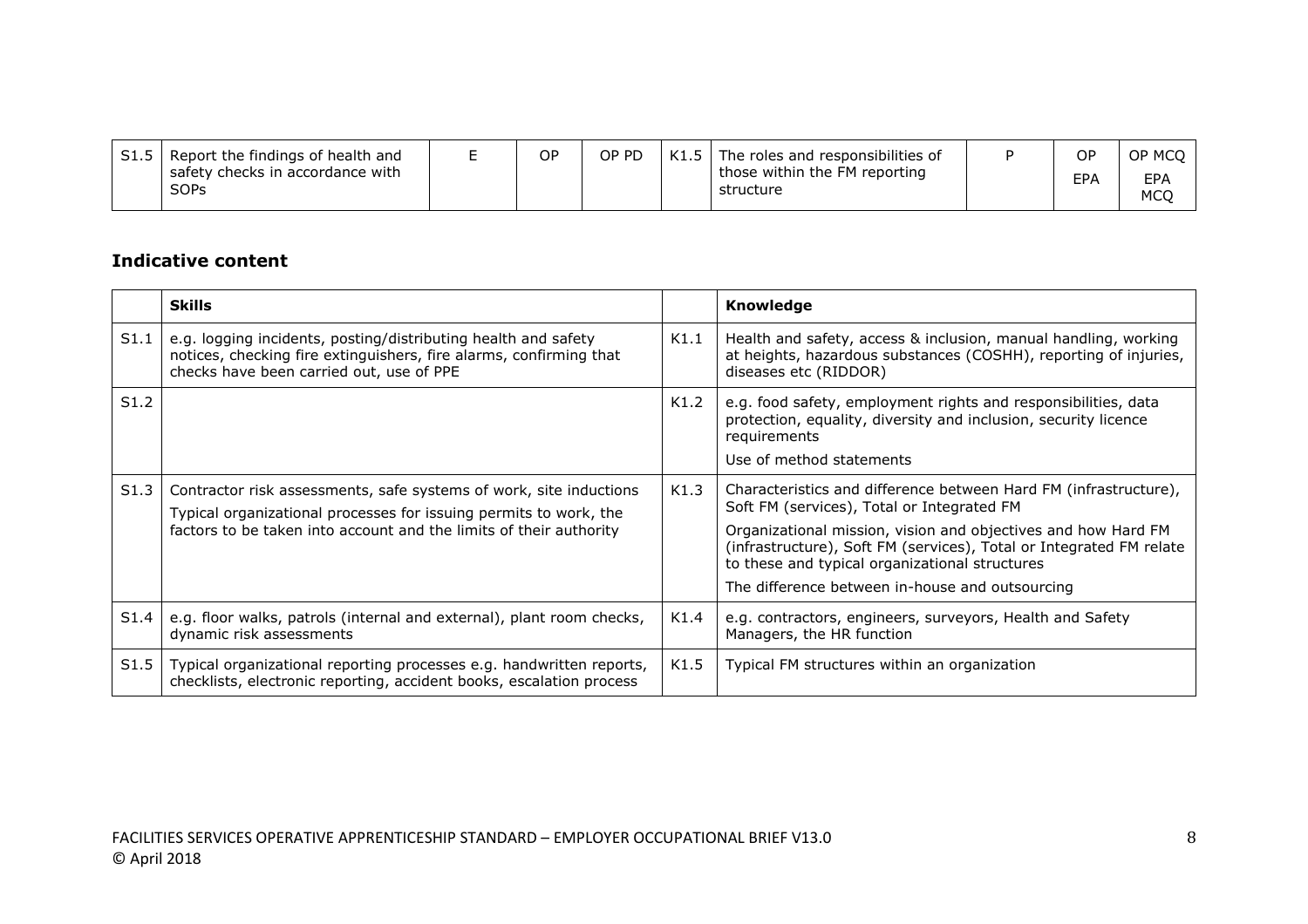| S1.5 | Report the findings of health and safety checks in accordance with SOPs | E | OP | OP PD | K1.5 | The roles and responsibilities of those within the FM reporting structure | P | OP EPA | OP MCQ EPA MCQ |
|---|---|---|---|---|---|---|---|---|---|

## Indicative content

| | Skills | | Knowledge |
|---|---|---|---|
| S1.1 | e.g. logging incidents, posting/distributing health and safety notices, checking fire extinguishers, fire alarms, confirming that checks have been carried out, use of PPE | K1.1 | Health and safety, access & inclusion, manual handling, working at heights, hazardous substances (COSHH), reporting of injuries, diseases etc (RIDDOR) |
| S1.2 | | K1.2 | e.g. food safety, employment rights and responsibilities, data protection, equality, diversity and inclusion, security licence requirements<br><br>Use of method statements |
| S1.3 | Contractor risk assessments, safe systems of work, site inductions<br><br>Typical organizational processes for issuing permits to work, the factors to be taken into account and the limits of their authority | K1.3 | Characteristics and difference between Hard FM (infrastructure), Soft FM (services), Total or Integrated FM<br><br>Organizational mission, vision and objectives and how Hard FM (infrastructure), Soft FM (services), Total or Integrated FM relate to these and typical organizational structures<br><br>The difference between in-house and outsourcing |
| S1.4 | e.g. floor walks, patrols (internal and external), plant room checks, dynamic risk assessments | K1.4 | e.g. contractors, engineers, surveyors, Health and Safety Managers, the HR function |
| S1.5 | Typical organizational reporting processes e.g. handwritten reports, checklists, electronic reporting, accident books, escalation process | K1.5 | Typical FM structures within an organization |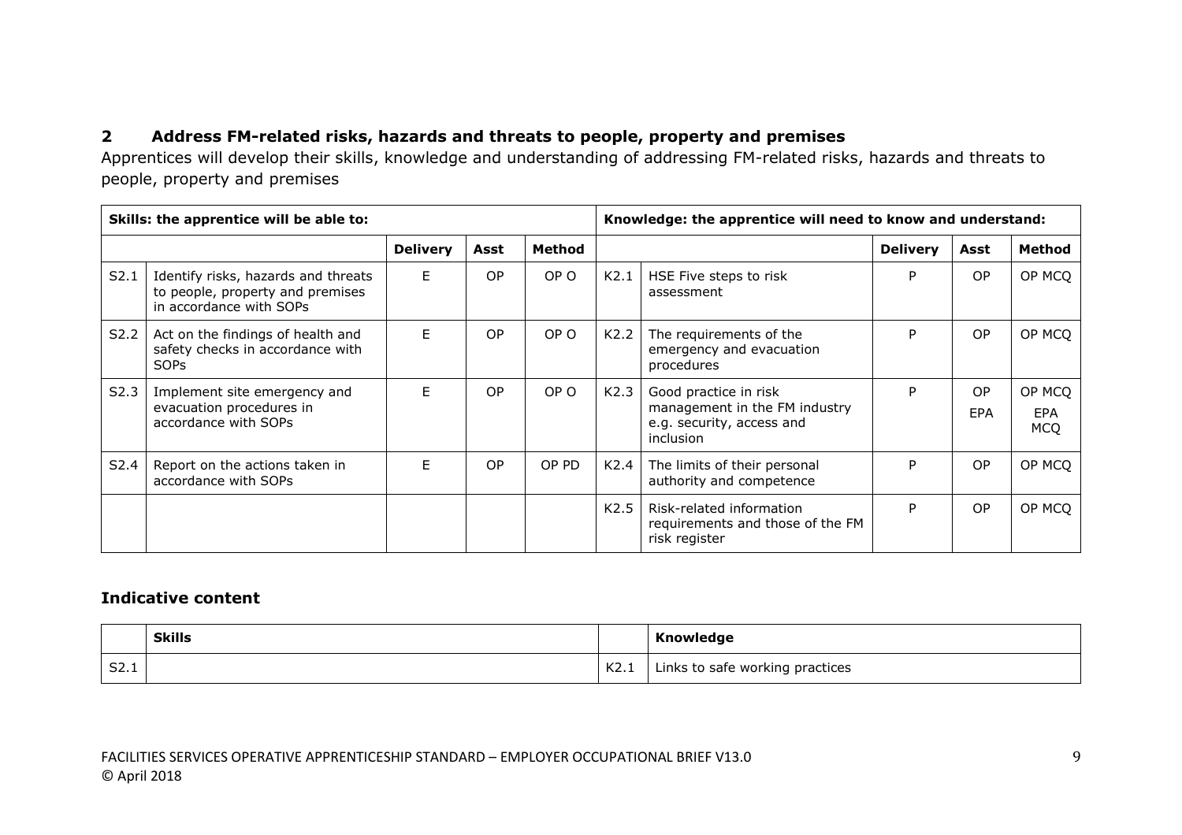## 2 Address FM-related risks, hazards and threats to people, property and premises

Apprentices will develop their skills, knowledge and understanding of addressing FM-related risks, hazards and threats to people, property and premises

| Skills: the apprentice will be able to: | | | | | Knowledge: the apprentice will need to know and understand: | | | | |
|---|---|---|---|---|---|---|---|---|---|
| | | Delivery | Asst | Method | | | Delivery | Asst | Method |
| S2.1 | Identify risks, hazards and threats to people, property and premises in accordance with SOPs | E | OP | OP O | K2.1 | HSE Five steps to risk assessment | P | OP | OP MCQ |
| S2.2 | Act on the findings of health and safety checks in accordance with SOPs | E | OP | OP O | K2.2 | The requirements of the emergency and evacuation procedures | P | OP | OP MCQ |
| S2.3 | Implement site emergency and evacuation procedures in accordance with SOPs | E | OP | OP O | K2.3 | Good practice in risk management in the FM industry e.g. security, access and inclusion | P | OP EPA | OP MCQ EPA MCQ |
| S2.4 | Report on the actions taken in accordance with SOPs | E | OP | OP PD | K2.4 | The limits of their personal authority and competence | P | OP | OP MCQ |
| | | | | | K2.5 | Risk-related information requirements and those of the FM risk register | P | OP | OP MCQ |

### Indicative content

| | Skills | | Knowledge |
|---|---|---|---|
| S2.1 | | K2.1 | Links to safe working practices |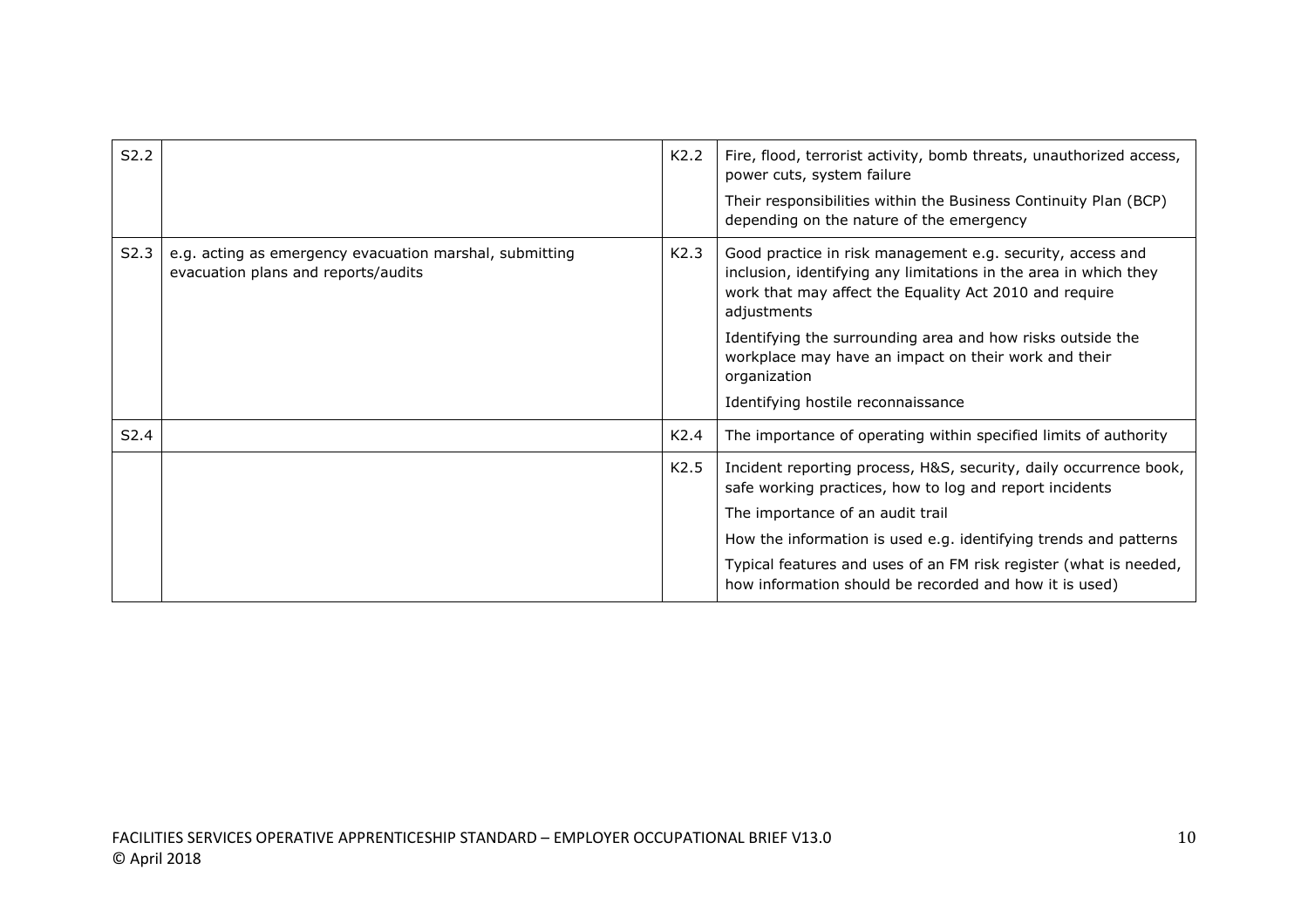| | | | |
|---|---|---|---|
| S2.2 | | K2.2 | Fire, flood, terrorist activity, bomb threats, unauthorized access, power cuts, system failure<br><br>Their responsibilities within the Business Continuity Plan (BCP) depending on the nature of the emergency |
| S2.3 | e.g. acting as emergency evacuation marshal, submitting evacuation plans and reports/audits | K2.3 | Good practice in risk management e.g. security, access and inclusion, identifying any limitations in the area in which they work that may affect the Equality Act 2010 and require adjustments<br><br>Identifying the surrounding area and how risks outside the workplace may have an impact on their work and their organization<br><br>Identifying hostile reconnaissance |
| S2.4 | | K2.4 | The importance of operating within specified limits of authority |
| | | K2.5 | Incident reporting process, H&S, security, daily occurrence book, safe working practices, how to log and report incidents<br><br>The importance of an audit trail<br><br>How the information is used e.g. identifying trends and patterns<br><br>Typical features and uses of an FM risk register (what is needed, how information should be recorded and how it is used) |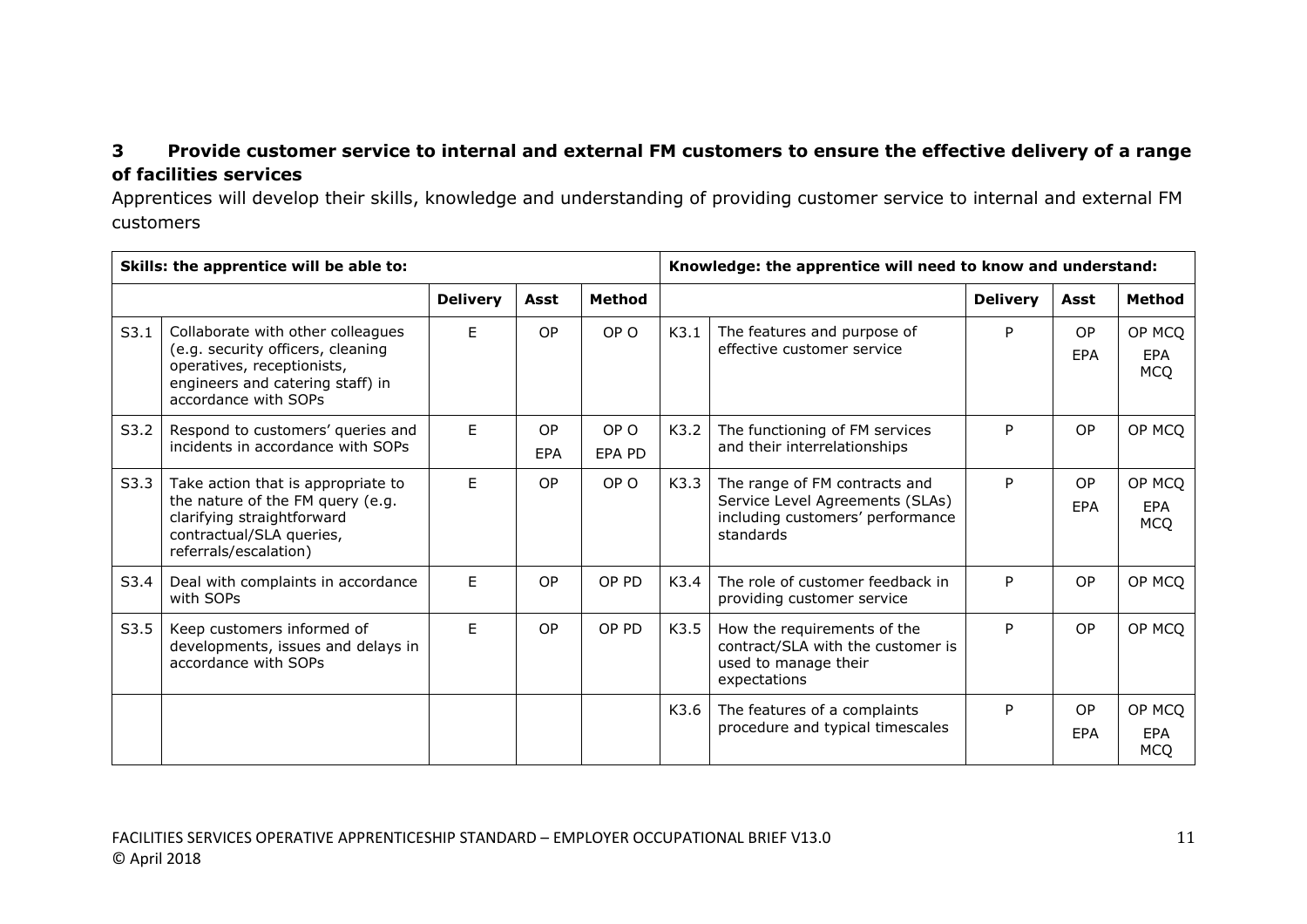### 3 Provide customer service to internal and external FM customers to ensure the effective delivery of a range of facilities services

Apprentices will develop their skills, knowledge and understanding of providing customer service to internal and external FM customers

| Skills: the apprentice will be able to: | | | | | Knowledge: the apprentice will need to know and understand: | | | | |
|---|---|---|---|---|---|---|---|---|---|
| | | Delivery | Asst | Method | | | Delivery | Asst | Method |
| S3.1 | Collaborate with other colleagues (e.g. security officers, cleaning operatives, receptionists, engineers and catering staff) in accordance with SOPs | E | OP | OP O | K3.1 | The features and purpose of effective customer service | P | OP<br>EPA | OP MCQ<br>EPA MCQ |
| S3.2 | Respond to customers' queries and incidents in accordance with SOPs | E | OP<br>EPA | OP O<br>EPA PD | K3.2 | The functioning of FM services and their interrelationships | P | OP | OP MCQ |
| S3.3 | Take action that is appropriate to the nature of the FM query (e.g. clarifying straightforward contractual/SLA queries, referrals/escalation) | E | OP | OP O | K3.3 | The range of FM contracts and Service Level Agreements (SLAs) including customers' performance standards | P | OP<br>EPA | OP MCQ<br>EPA MCQ |
| S3.4 | Deal with complaints in accordance with SOPs | E | OP | OP PD | K3.4 | The role of customer feedback in providing customer service | P | OP | OP MCQ |
| S3.5 | Keep customers informed of developments, issues and delays in accordance with SOPs | E | OP | OP PD | K3.5 | How the requirements of the contract/SLA with the customer is used to manage their expectations | P | OP | OP MCQ |
| | | | | | K3.6 | The features of a complaints procedure and typical timescales | P | OP<br>EPA | OP MCQ<br>EPA MCQ |

FACILITIES SERVICES OPERATIVE APPRENTICESHIP STANDARD – EMPLOYER OCCUPATIONAL BRIEF V13.0
© April 2018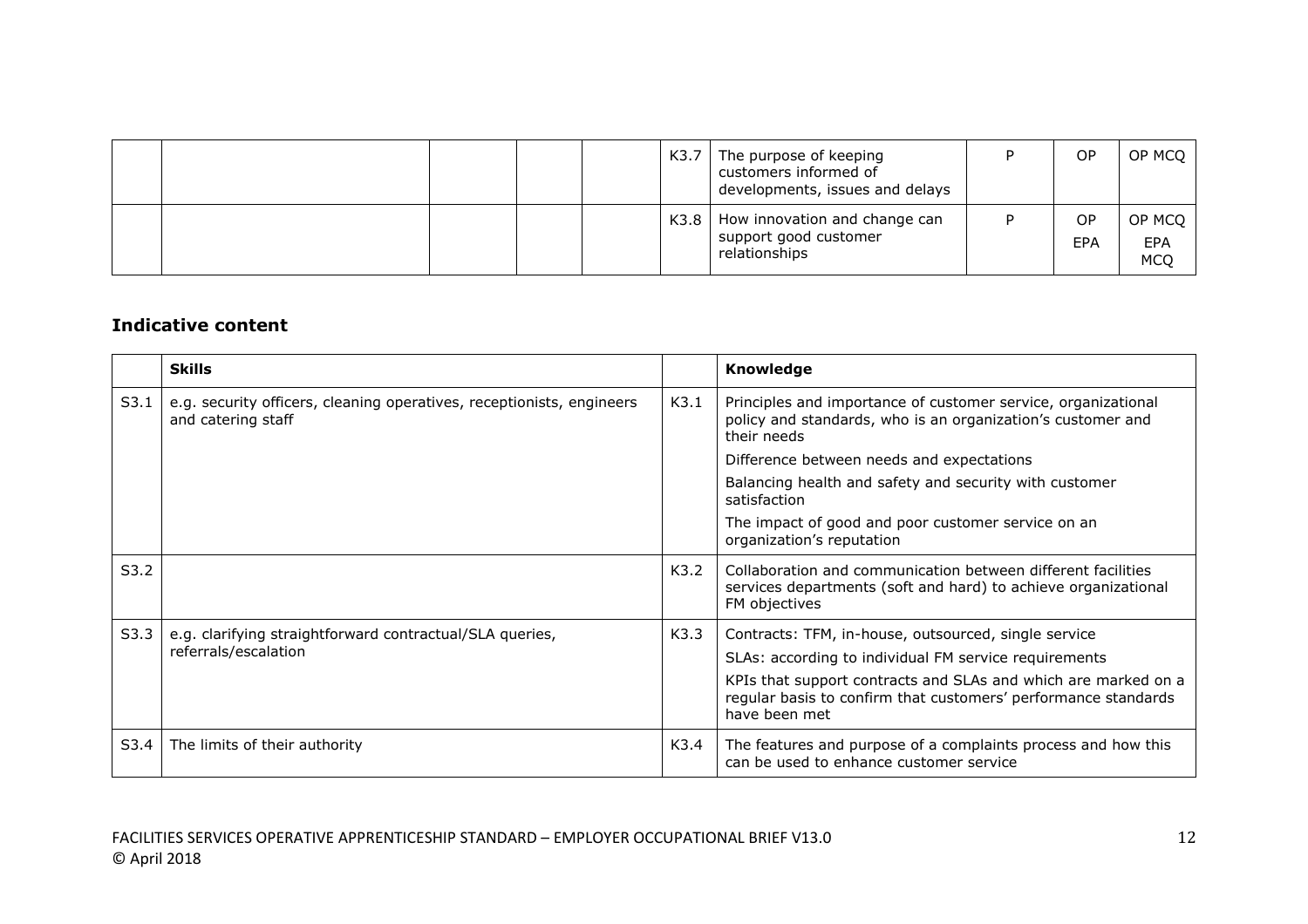| | | | | | | | | | |
|---|---|---|---|---|---|---|---|---|---|
| | | | | | K3.7 | The purpose of keeping customers informed of developments, issues and delays | P | OP | OP MCQ |
| | | | | | K3.8 | How innovation and change can support good customer relationships | P | OP<br>EPA | OP MCQ<br>EPA MCQ |

### Indicative content

| | Skills | | Knowledge |
|---|---|---|---|
| S3.1 | e.g. security officers, cleaning operatives, receptionists, engineers and catering staff | K3.1 | Principles and importance of customer service, organizational policy and standards, who is an organization's customer and their needs<br>Difference between needs and expectations<br>Balancing health and safety and security with customer satisfaction<br>The impact of good and poor customer service on an organization's reputation |
| S3.2 | | K3.2 | Collaboration and communication between different facilities services departments (soft and hard) to achieve organizational FM objectives |
| S3.3 | e.g. clarifying straightforward contractual/SLA queries, referrals/escalation | K3.3 | Contracts: TFM, in-house, outsourced, single service<br>SLAs: according to individual FM service requirements<br>KPIs that support contracts and SLAs and which are marked on a regular basis to confirm that customers' performance standards have been met |
| S3.4 | The limits of their authority | K3.4 | The features and purpose of a complaints process and how this can be used to enhance customer service |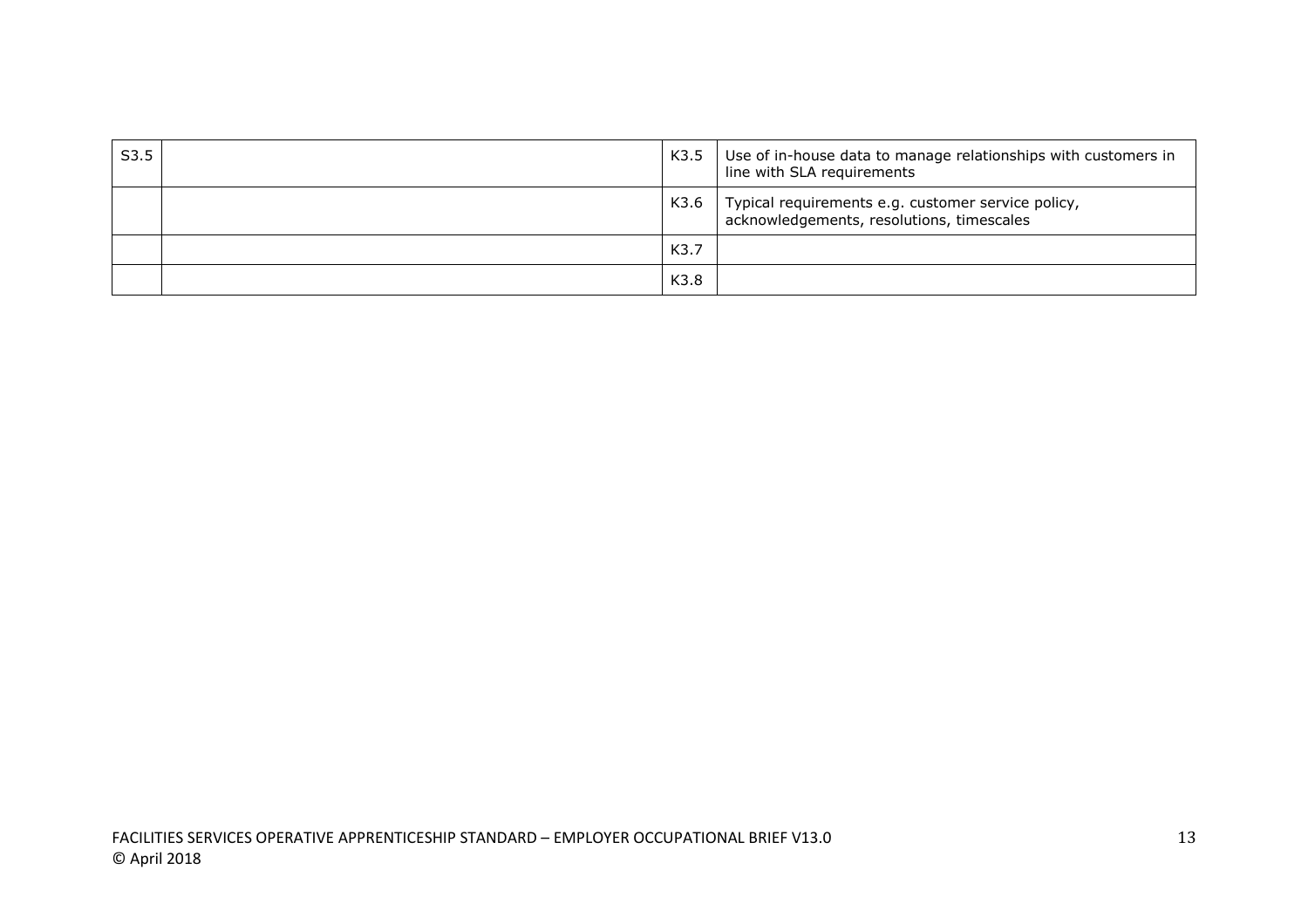| | | | |
|---|---|---|---|
| S3.5 | | K3.5 | Use of in-house data to manage relationships with customers in line with SLA requirements |
| | | K3.6 | Typical requirements e.g. customer service policy, acknowledgements, resolutions, timescales |
| | | K3.7 | |
| | | K3.8 | |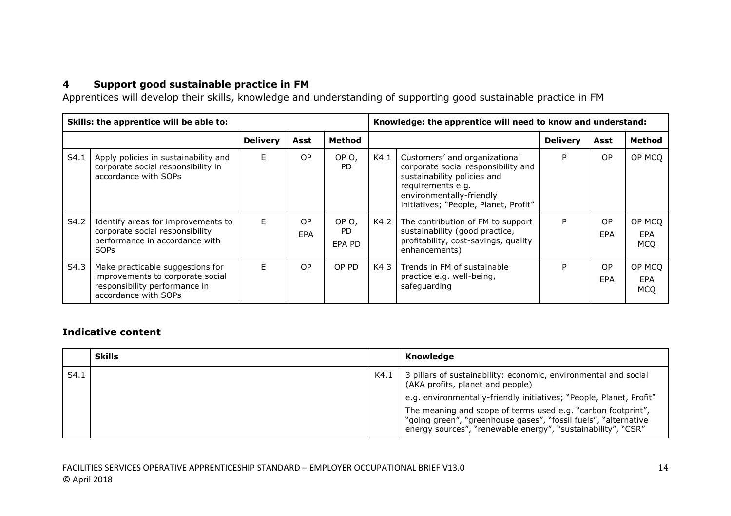## 4 Support good sustainable practice in FM

Apprentices will develop their skills, knowledge and understanding of supporting good sustainable practice in FM

| Skills: the apprentice will be able to: | | | | | Knowledge: the apprentice will need to know and understand: | | | | |
|---|---|---|---|---|---|---|---|---|---|
| | | **Delivery** | **Asst** | **Method** | | | **Delivery** | **Asst** | **Method** |
| S4.1 | Apply policies in sustainability and corporate social responsibility in accordance with SOPs | E | OP | OP O, PD | K4.1 | Customers' and organizational corporate social responsibility and sustainability policies and requirements e.g. environmentally-friendly initiatives; "People, Planet, Profit" | P | OP | OP MCQ |
| S4.2 | Identify areas for improvements to corporate social responsibility performance in accordance with SOPs | E | OP EPA | OP O, PD EPA PD | K4.2 | The contribution of FM to support sustainability (good practice, profitability, cost-savings, quality enhancements) | P | OP EPA | OP MCQ EPA MCQ |
| S4.3 | Make practicable suggestions for improvements to corporate social responsibility performance in accordance with SOPs | E | OP | OP PD | K4.3 | Trends in FM of sustainable practice e.g. well-being, safeguarding | P | OP EPA | OP MCQ EPA MCQ |

### Indicative content

| | Skills | | Knowledge |
|---|---|---|---|
| S4.1 | | K4.1 | 3 pillars of sustainability: economic, environmental and social (AKA profits, planet and people)<br><br>e.g. environmentally-friendly initiatives; "People, Planet, Profit"<br><br>The meaning and scope of terms used e.g. "carbon footprint", "going green", "greenhouse gases", "fossil fuels", "alternative energy sources", "renewable energy", "sustainability", "CSR" |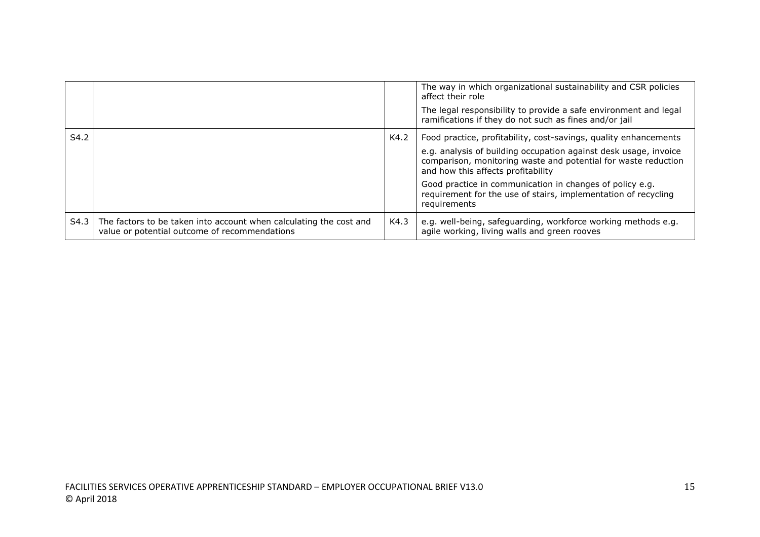| | | | |
|---|---|---|---|
| | | | The way in which organizational sustainability and CSR policies affect their role<br><br>The legal responsibility to provide a safe environment and legal ramifications if they do not such as fines and/or jail |
| S4.2 | | K4.2 | Food practice, profitability, cost-savings, quality enhancements<br><br>e.g. analysis of building occupation against desk usage, invoice comparison, monitoring waste and potential for waste reduction and how this affects profitability<br><br>Good practice in communication in changes of policy e.g. requirement for the use of stairs, implementation of recycling requirements |
| S4.3 | The factors to be taken into account when calculating the cost and value or potential outcome of recommendations | K4.3 | e.g. well-being, safeguarding, workforce working methods e.g. agile working, living walls and green rooves |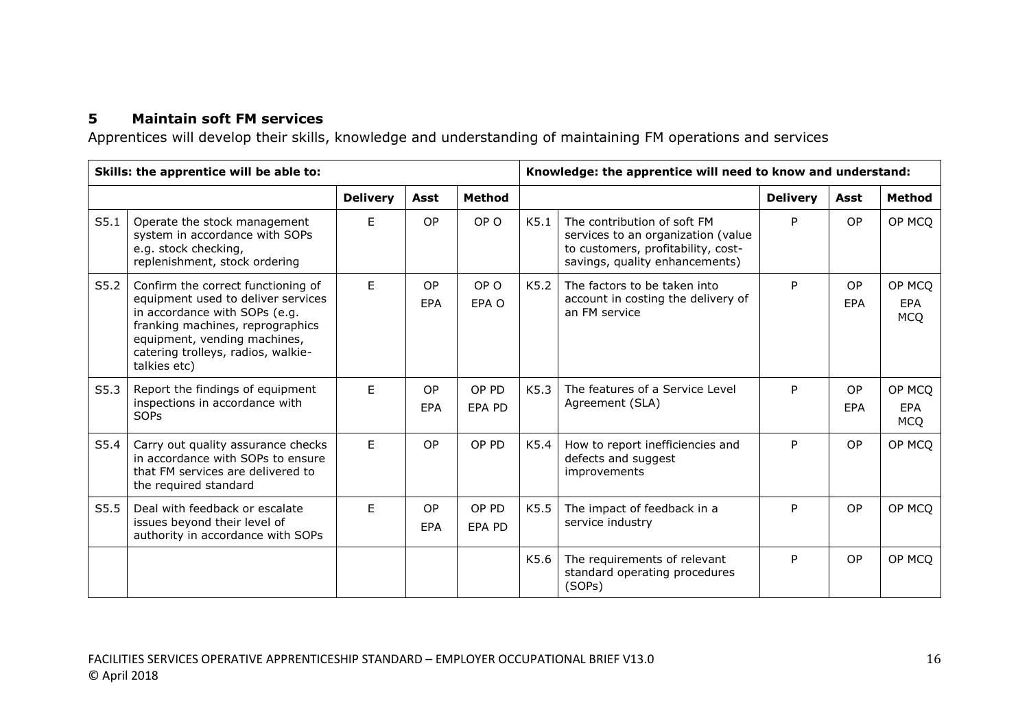## 5 Maintain soft FM services

Apprentices will develop their skills, knowledge and understanding of maintaining FM operations and services

| Skills: the apprentice will be able to: | | | | | Knowledge: the apprentice will need to know and understand: | | | | |
|---|---|---|---|---|---|---|---|---|---|
| | | Delivery | Asst | Method | | | Delivery | Asst | Method |
| S5.1 | Operate the stock management system in accordance with SOPs e.g. stock checking, replenishment, stock ordering | E | OP | OP O | K5.1 | The contribution of soft FM services to an organization (value to customers, profitability, cost-savings, quality enhancements) | P | OP | OP MCQ |
| S5.2 | Confirm the correct functioning of equipment used to deliver services in accordance with SOPs (e.g. franking machines, reprographics equipment, vending machines, catering trolleys, radios, walkie-talkies etc) | E | OP EPA | OP O EPA O | K5.2 | The factors to be taken into account in costing the delivery of an FM service | P | OP EPA | OP MCQ EPA MCQ |
| S5.3 | Report the findings of equipment inspections in accordance with SOPs | E | OP EPA | OP PD EPA PD | K5.3 | The features of a Service Level Agreement (SLA) | P | OP EPA | OP MCQ EPA MCQ |
| S5.4 | Carry out quality assurance checks in accordance with SOPs to ensure that FM services are delivered to the required standard | E | OP | OP PD | K5.4 | How to report inefficiencies and defects and suggest improvements | P | OP | OP MCQ |
| S5.5 | Deal with feedback or escalate issues beyond their level of authority in accordance with SOPs | E | OP EPA | OP PD EPA PD | K5.5 | The impact of feedback in a service industry | P | OP | OP MCQ |
| | | | | | K5.6 | The requirements of relevant standard operating procedures (SOPs) | P | OP | OP MCQ |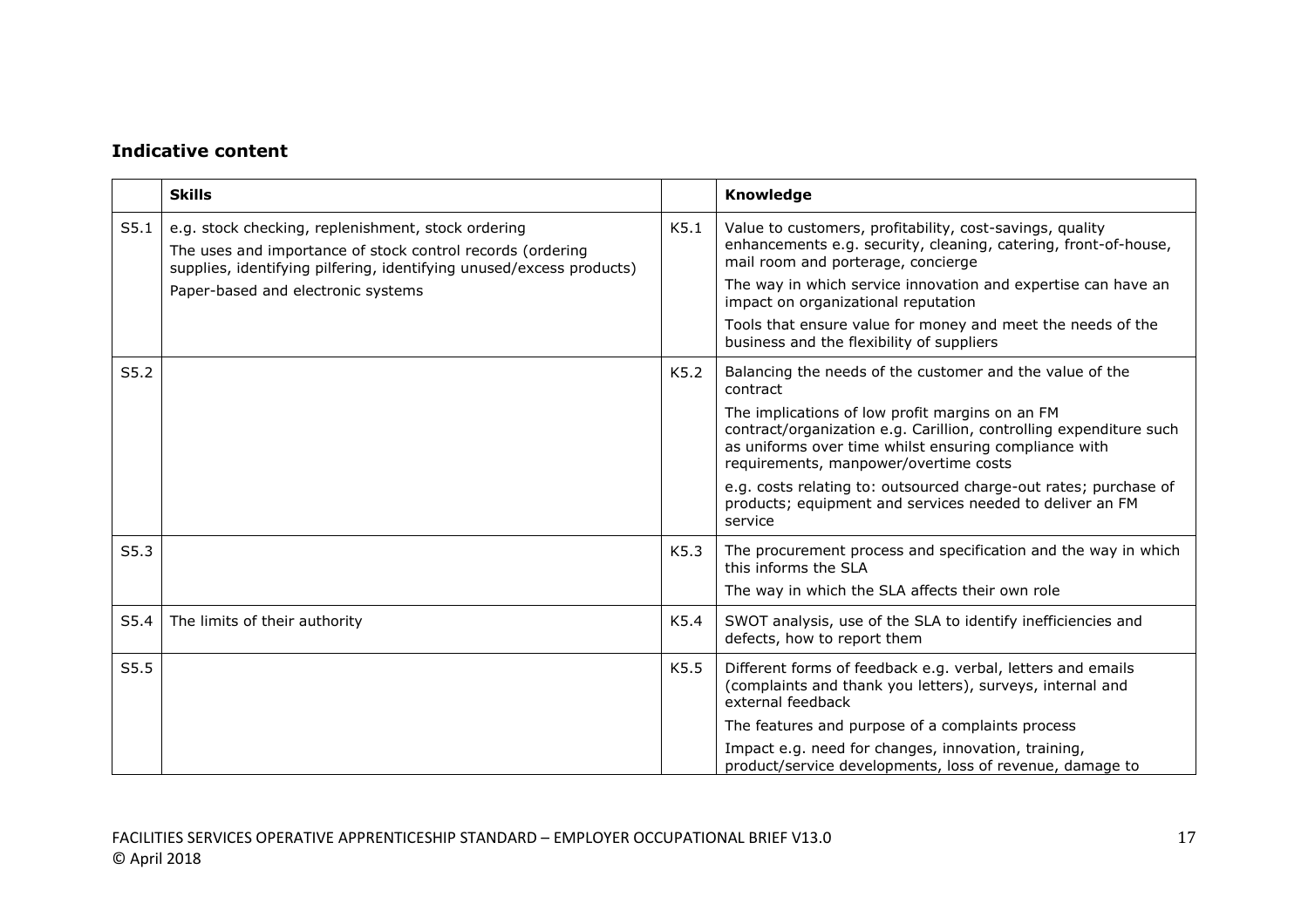### Indicative content

| | Skills | | Knowledge |
|---|---|---|---|
| S5.1 | e.g. stock checking, replenishment, stock ordering<br>The uses and importance of stock control records (ordering supplies, identifying pilfering, identifying unused/excess products)<br>Paper-based and electronic systems | K5.1 | Value to customers, profitability, cost-savings, quality enhancements e.g. security, cleaning, catering, front-of-house, mail room and porterage, concierge<br>The way in which service innovation and expertise can have an impact on organizational reputation<br>Tools that ensure value for money and meet the needs of the business and the flexibility of suppliers |
| S5.2 | | K5.2 | Balancing the needs of the customer and the value of the contract<br>The implications of low profit margins on an FM contract/organization e.g. Carillion, controlling expenditure such as uniforms over time whilst ensuring compliance with requirements, manpower/overtime costs<br>e.g. costs relating to: outsourced charge-out rates; purchase of products; equipment and services needed to deliver an FM service |
| S5.3 | | K5.3 | The procurement process and specification and the way in which this informs the SLA<br>The way in which the SLA affects their own role |
| S5.4 | The limits of their authority | K5.4 | SWOT analysis, use of the SLA to identify inefficiencies and defects, how to report them |
| S5.5 | | K5.5 | Different forms of feedback e.g. verbal, letters and emails (complaints and thank you letters), surveys, internal and external feedback<br>The features and purpose of a complaints process<br>Impact e.g. need for changes, innovation, training, product/service developments, loss of revenue, damage to |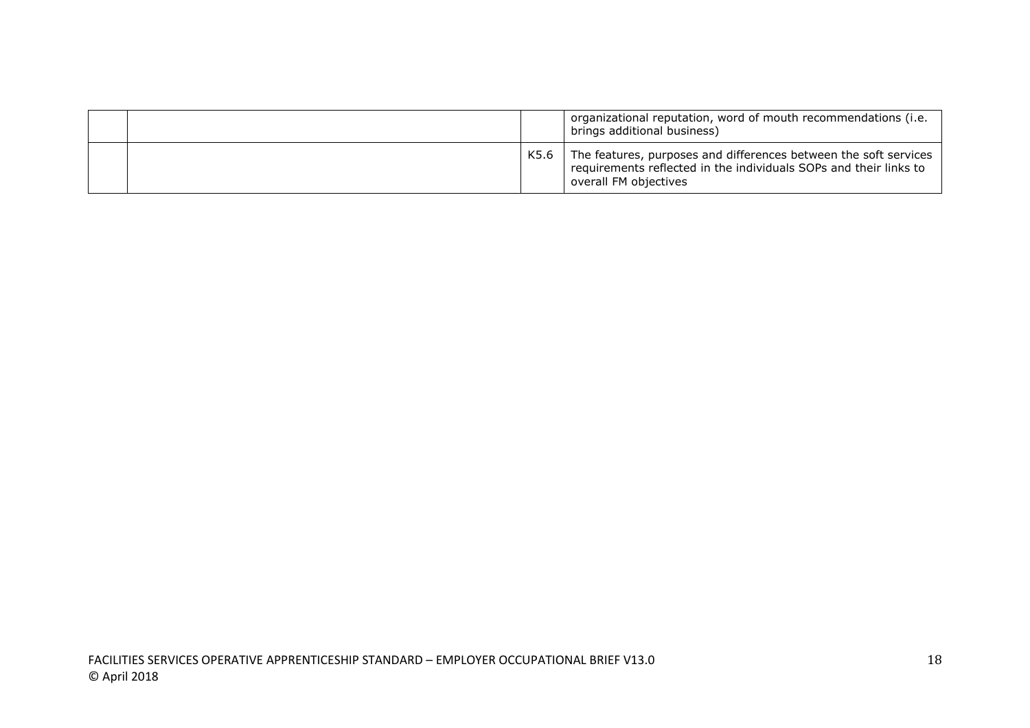| | | | |
|---|---|---|---|
| | | | organizational reputation, word of mouth recommendations (i.e. brings additional business) |
| | | K5.6 | The features, purposes and differences between the soft services requirements reflected in the individuals SOPs and their links to overall FM objectives |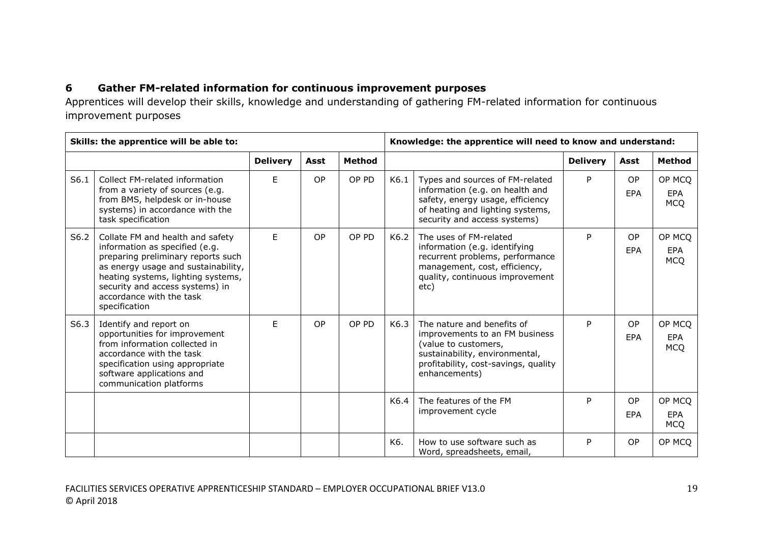## 6 Gather FM-related information for continuous improvement purposes

Apprentices will develop their skills, knowledge and understanding of gathering FM-related information for continuous improvement purposes

| Skills: the apprentice will be able to: | | | | | Knowledge: the apprentice will need to know and understand: | | | | |
|---|---|---|---|---|---|---|---|---|---|
| | | **Delivery** | **Asst** | **Method** | | | **Delivery** | **Asst** | **Method** |
| S6.1 | Collect FM-related information from a variety of sources (e.g. from BMS, helpdesk or in-house systems) in accordance with the task specification | E | OP | OP PD | K6.1 | Types and sources of FM-related information (e.g. on health and safety, energy usage, efficiency of heating and lighting systems, security and access systems) | P | OP EPA | OP MCQ EPA MCQ |
| S6.2 | Collate FM and health and safety information as specified (e.g. preparing preliminary reports such as energy usage and sustainability, heating systems, lighting systems, security and access systems) in accordance with the task specification | E | OP | OP PD | K6.2 | The uses of FM-related information (e.g. identifying recurrent problems, performance management, cost, efficiency, quality, continuous improvement etc) | P | OP EPA | OP MCQ EPA MCQ |
| S6.3 | Identify and report on opportunities for improvement from information collected in accordance with the task specification using appropriate software applications and communication platforms | E | OP | OP PD | K6.3 | The nature and benefits of improvements to an FM business (value to customers, sustainability, environmental, profitability, cost-savings, quality enhancements) | P | OP EPA | OP MCQ EPA MCQ |
| | | | | | K6.4 | The features of the FM improvement cycle | P | OP EPA | OP MCQ EPA MCQ |
| | | | | | K6. | How to use software such as Word, spreadsheets, email, | P | OP | OP MCQ |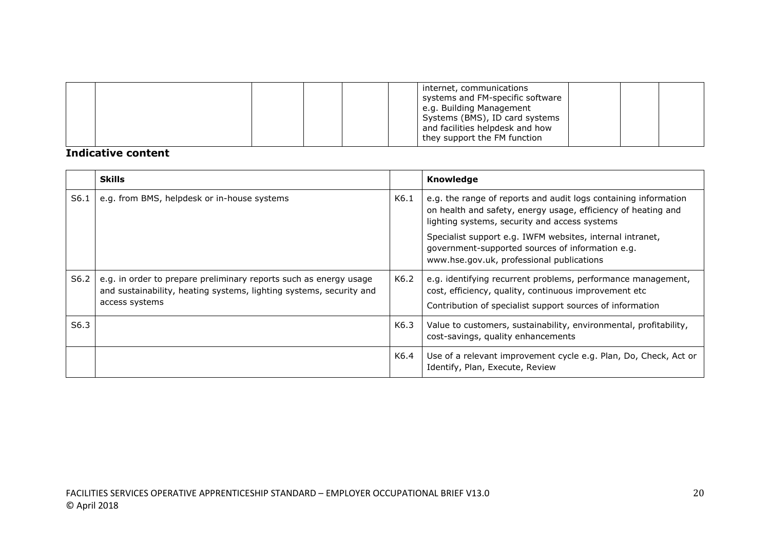| | | | | | | | | | |
|---|---|---|---|---|---|---|---|---|---|
| | | | | | | internet, communications systems and FM-specific software e.g. Building Management Systems (BMS), ID card systems and facilities helpdesk and how they support the FM function | | | |

**Indicative content**

| | Skills | | Knowledge |
|---|---|---|---|
| S6.1 | e.g. from BMS, helpdesk or in-house systems | K6.1 | e.g. the range of reports and audit logs containing information on health and safety, energy usage, efficiency of heating and lighting systems, security and access systems<br><br>Specialist support e.g. IWFM websites, internal intranet, government-supported sources of information e.g. www.hse.gov.uk, professional publications |
| S6.2 | e.g. in order to prepare preliminary reports such as energy usage and sustainability, heating systems, lighting systems, security and access systems | K6.2 | e.g. identifying recurrent problems, performance management, cost, efficiency, quality, continuous improvement etc<br><br>Contribution of specialist support sources of information |
| S6.3 | | K6.3 | Value to customers, sustainability, environmental, profitability, cost-savings, quality enhancements |
| | | K6.4 | Use of a relevant improvement cycle e.g. Plan, Do, Check, Act or Identify, Plan, Execute, Review |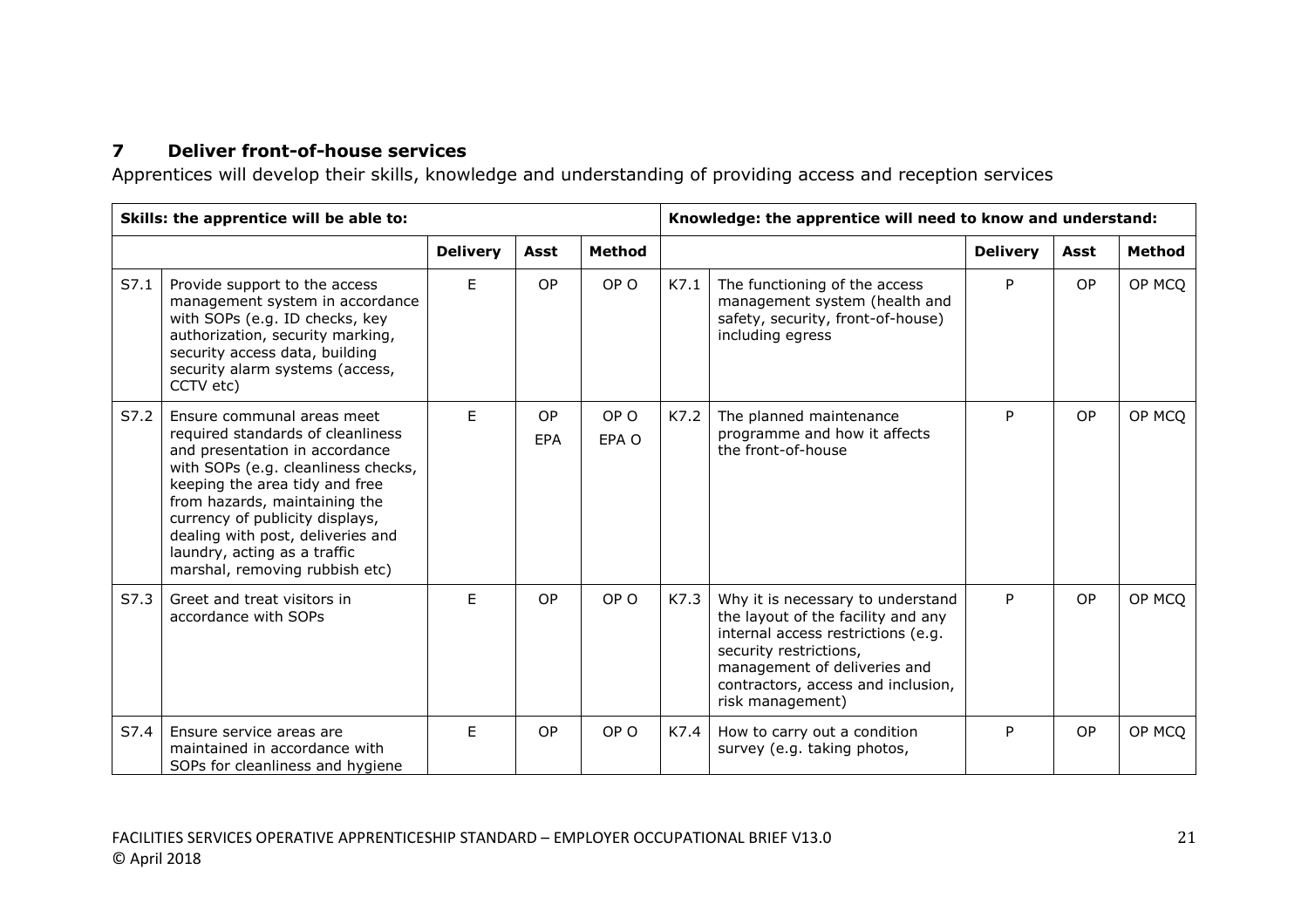## 7 Deliver front-of-house services

Apprentices will develop their skills, knowledge and understanding of providing access and reception services

| Skills: the apprentice will be able to: | | | | | Knowledge: the apprentice will need to know and understand: | | | | |
|---|---|---|---|---|---|---|---|---|---|
| | | Delivery | Asst | Method | | | Delivery | Asst | Method |
| S7.1 | Provide support to the access management system in accordance with SOPs (e.g. ID checks, key authorization, security marking, security access data, building security alarm systems (access, CCTV etc) | E | OP | OP O | K7.1 | The functioning of the access management system (health and safety, security, front-of-house) including egress | P | OP | OP MCQ |
| S7.2 | Ensure communal areas meet required standards of cleanliness and presentation in accordance with SOPs (e.g. cleanliness checks, keeping the area tidy and free from hazards, maintaining the currency of publicity displays, dealing with post, deliveries and laundry, acting as a traffic marshal, removing rubbish etc) | E | OP EPA | OP O EPA O | K7.2 | The planned maintenance programme and how it affects the front-of-house | P | OP | OP MCQ |
| S7.3 | Greet and treat visitors in accordance with SOPs | E | OP | OP O | K7.3 | Why it is necessary to understand the layout of the facility and any internal access restrictions (e.g. security restrictions, management of deliveries and contractors, access and inclusion, risk management) | P | OP | OP MCQ |
| S7.4 | Ensure service areas are maintained in accordance with SOPs for cleanliness and hygiene | E | OP | OP O | K7.4 | How to carry out a condition survey (e.g. taking photos, | P | OP | OP MCQ |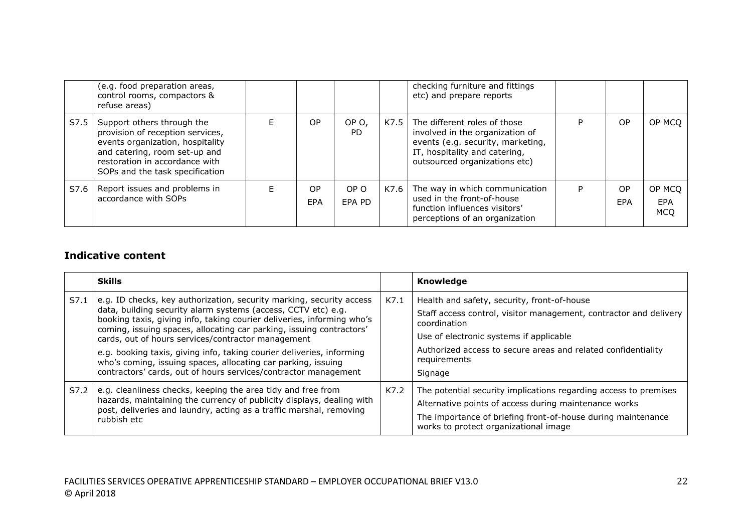| | | | | | | | | | |
|---|---|---|---|---|---|---|---|---|---|
| | (e.g. food preparation areas, control rooms, compactors & refuse areas) | | | | | checking furniture and fittings etc) and prepare reports | | | |
| S7.5 | Support others through the provision of reception services, events organization, hospitality and catering, room set-up and restoration in accordance with SOPs and the task specification | E | OP | OP O, PD | K7.5 | The different roles of those involved in the organization of events (e.g. security, marketing, IT, hospitality and catering, outsourced organizations etc) | P | OP | OP MCQ |
| S7.6 | Report issues and problems in accordance with SOPs | E | OP EPA | OP O EPA PD | K7.6 | The way in which communication used in the front-of-house function influences visitors' perceptions of an organization | P | OP EPA | OP MCQ EPA MCQ |

### Indicative content

| | Skills | | Knowledge |
|---|---|---|---|
| S7.1 | e.g. ID checks, key authorization, security marking, security access data, building security alarm systems (access, CCTV etc) e.g. booking taxis, giving info, taking courier deliveries, informing who's coming, issuing spaces, allocating car parking, issuing contractors' cards, out of hours services/contractor management<br><br>e.g. booking taxis, giving info, taking courier deliveries, informing who's coming, issuing spaces, allocating car parking, issuing contractors' cards, out of hours services/contractor management | K7.1 | Health and safety, security, front-of-house<br><br>Staff access control, visitor management, contractor and delivery coordination<br><br>Use of electronic systems if applicable<br><br>Authorized access to secure areas and related confidentiality requirements<br><br>Signage |
| S7.2 | e.g. cleanliness checks, keeping the area tidy and free from hazards, maintaining the currency of publicity displays, dealing with post, deliveries and laundry, acting as a traffic marshal, removing rubbish etc | K7.2 | The potential security implications regarding access to premises<br><br>Alternative points of access during maintenance works<br><br>The importance of briefing front-of-house during maintenance works to protect organizational image |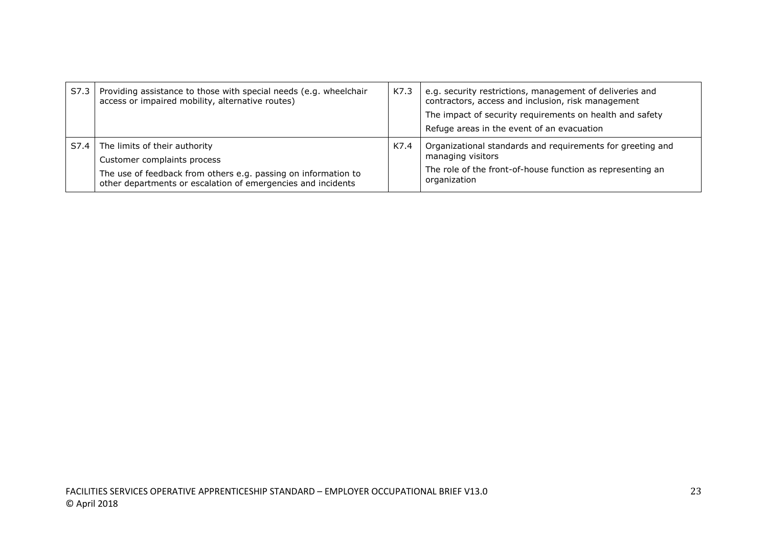| S7.3 | Providing assistance to those with special needs (e.g. wheelchair access or impaired mobility, alternative routes) | K7.3 | e.g. security restrictions, management of deliveries and contractors, access and inclusion, risk management<br>The impact of security requirements on health and safety<br>Refuge areas in the event of an evacuation |
|---|---|---|---|
| S7.4 | The limits of their authority<br>Customer complaints process<br>The use of feedback from others e.g. passing on information to other departments or escalation of emergencies and incidents | K7.4 | Organizational standards and requirements for greeting and managing visitors<br>The role of the front-of-house function as representing an organization |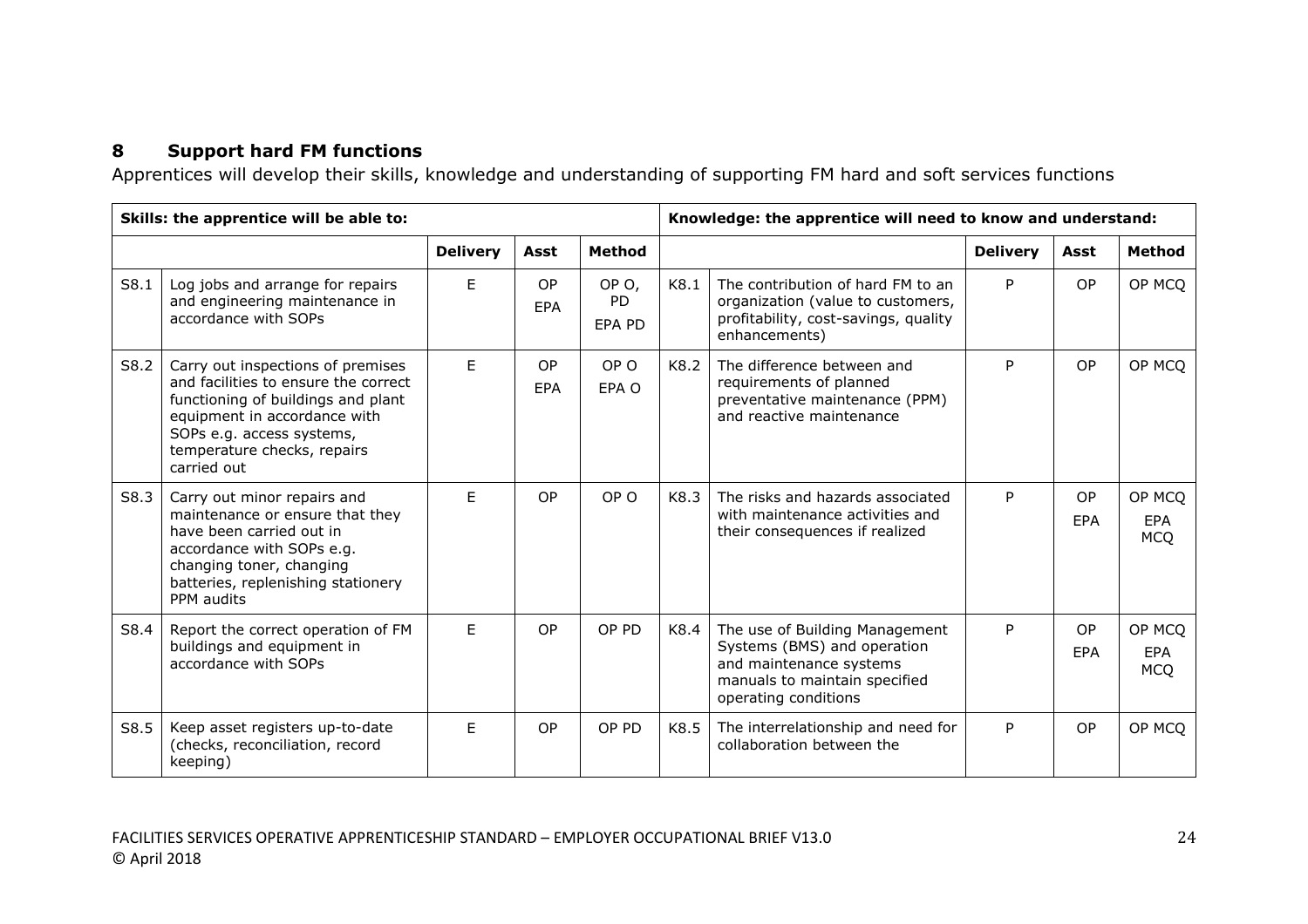## 8 Support hard FM functions

Apprentices will develop their skills, knowledge and understanding of supporting FM hard and soft services functions

| Skills: the apprentice will be able to: | | | | | Knowledge: the apprentice will need to know and understand: | | | | |
|---|---|---|---|---|---|---|---|---|---|
| | | Delivery | Asst | Method | | | Delivery | Asst | Method |
| S8.1 | Log jobs and arrange for repairs and engineering maintenance in accordance with SOPs | E | OP EPA | OP O, PD EPA PD | K8.1 | The contribution of hard FM to an organization (value to customers, profitability, cost-savings, quality enhancements) | P | OP | OP MCQ |
| S8.2 | Carry out inspections of premises and facilities to ensure the correct functioning of buildings and plant equipment in accordance with SOPs e.g. access systems, temperature checks, repairs carried out | E | OP EPA | OP O EPA O | K8.2 | The difference between and requirements of planned preventative maintenance (PPM) and reactive maintenance | P | OP | OP MCQ |
| S8.3 | Carry out minor repairs and maintenance or ensure that they have been carried out in accordance with SOPs e.g. changing toner, changing batteries, replenishing stationery PPM audits | E | OP | OP O | K8.3 | The risks and hazards associated with maintenance activities and their consequences if realized | P | OP EPA | OP MCQ EPA MCQ |
| S8.4 | Report the correct operation of FM buildings and equipment in accordance with SOPs | E | OP | OP PD | K8.4 | The use of Building Management Systems (BMS) and operation and maintenance systems manuals to maintain specified operating conditions | P | OP EPA | OP MCQ EPA MCQ |
| S8.5 | Keep asset registers up-to-date (checks, reconciliation, record keeping) | E | OP | OP PD | K8.5 | The interrelationship and need for collaboration between the | P | OP | OP MCQ |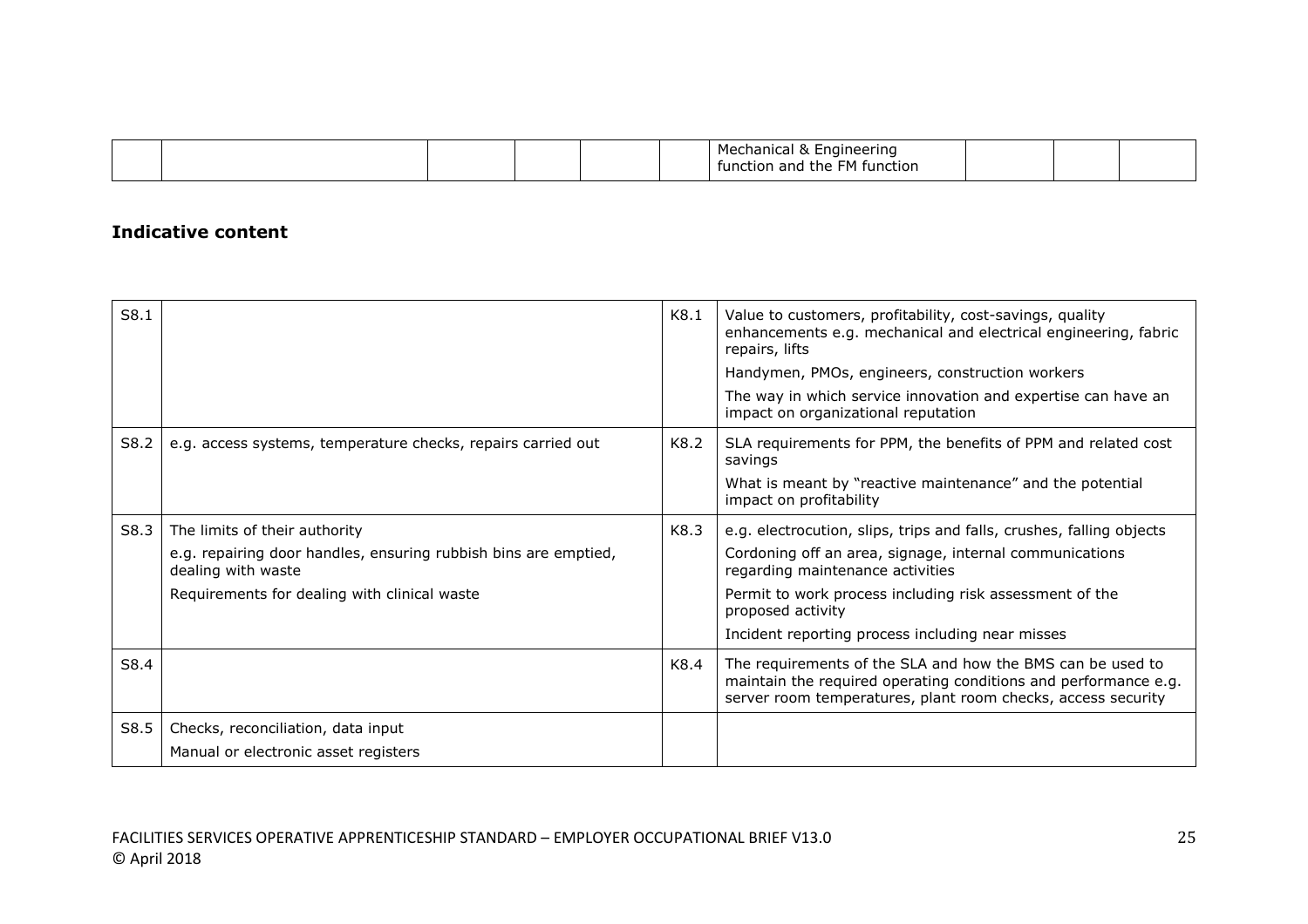| | | | | | | | | | |
|---|---|---|---|---|---|---|---|---|---|
| | | | | | | Mechanical & Engineering function and the FM function | | | |

**Indicative content**

| | | | |
|---|---|---|---|
| S8.1 | | K8.1 | Value to customers, profitability, cost-savings, quality enhancements e.g. mechanical and electrical engineering, fabric repairs, lifts<br>Handymen, PMOs, engineers, construction workers<br>The way in which service innovation and expertise can have an impact on organizational reputation |
| S8.2 | e.g. access systems, temperature checks, repairs carried out | K8.2 | SLA requirements for PPM, the benefits of PPM and related cost savings<br>What is meant by "reactive maintenance" and the potential impact on profitability |
| S8.3 | The limits of their authority<br>e.g. repairing door handles, ensuring rubbish bins are emptied, dealing with waste<br>Requirements for dealing with clinical waste | K8.3 | e.g. electrocution, slips, trips and falls, crushes, falling objects<br>Cordoning off an area, signage, internal communications regarding maintenance activities<br>Permit to work process including risk assessment of the proposed activity<br>Incident reporting process including near misses |
| S8.4 | | K8.4 | The requirements of the SLA and how the BMS can be used to maintain the required operating conditions and performance e.g. server room temperatures, plant room checks, access security |
| S8.5 | Checks, reconciliation, data input<br>Manual or electronic asset registers | | |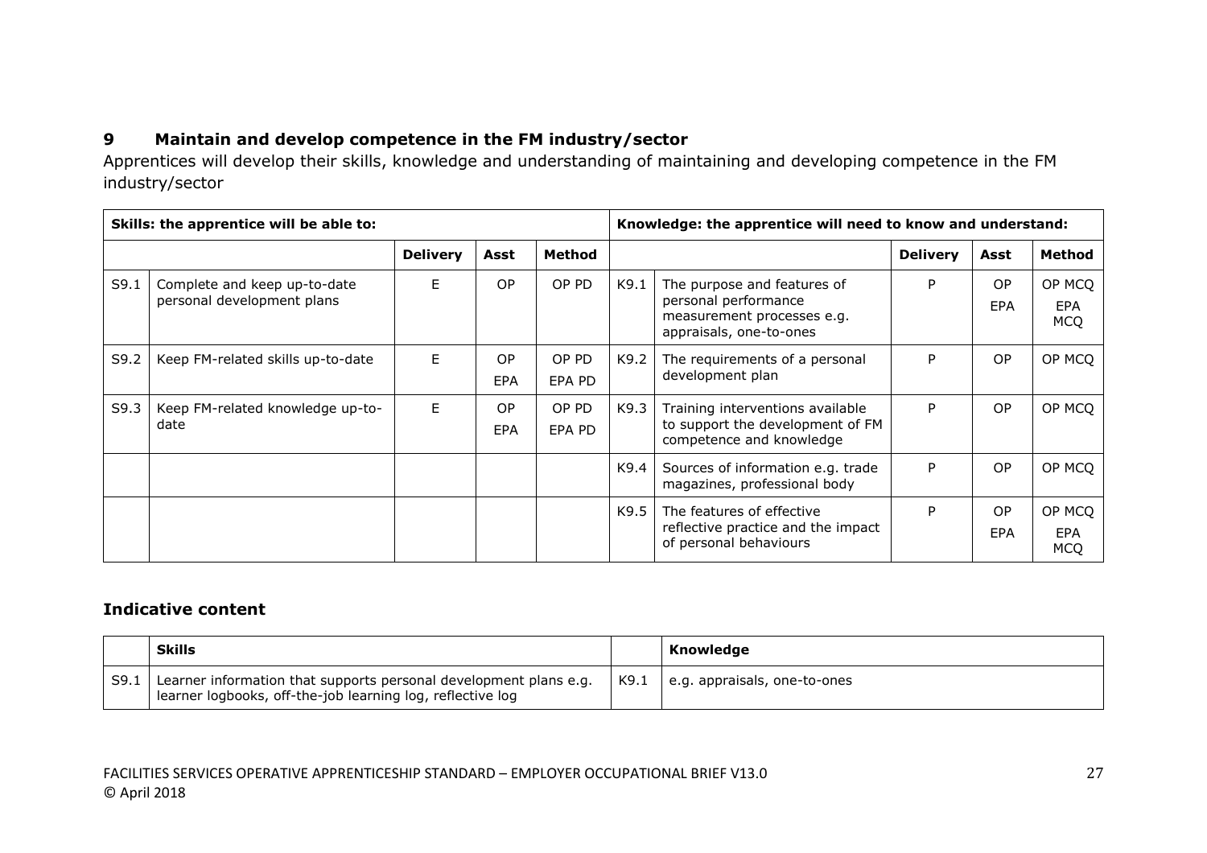## 9 Maintain and develop competence in the FM industry/sector

Apprentices will develop their skills, knowledge and understanding of maintaining and developing competence in the FM industry/sector

| Skills: the apprentice will be able to: | | | | | Knowledge: the apprentice will need to know and understand: | | | | |
|---|---|---|---|---|---|---|---|---|---|
| | | **Delivery** | **Asst** | **Method** | | | **Delivery** | **Asst** | **Method** |
| S9.1 | Complete and keep up-to-date personal development plans | E | OP | OP PD | K9.1 | The purpose and features of personal performance measurement processes e.g. appraisals, one-to-ones | P | OP EPA | OP MCQ EPA MCQ |
| S9.2 | Keep FM-related skills up-to-date | E | OP EPA | OP PD EPA PD | K9.2 | The requirements of a personal development plan | P | OP | OP MCQ |
| S9.3 | Keep FM-related knowledge up-to-date | E | OP EPA | OP PD EPA PD | K9.3 | Training interventions available to support the development of FM competence and knowledge | P | OP | OP MCQ |
| | | | | | K9.4 | Sources of information e.g. trade magazines, professional body | P | OP | OP MCQ |
| | | | | | K9.5 | The features of effective reflective practice and the impact of personal behaviours | P | OP EPA | OP MCQ EPA MCQ |

### Indicative content

| | Skills | | Knowledge |
|---|---|---|---|
| S9.1 | Learner information that supports personal development plans e.g. learner logbooks, off-the-job learning log, reflective log | K9.1 | e.g. appraisals, one-to-ones |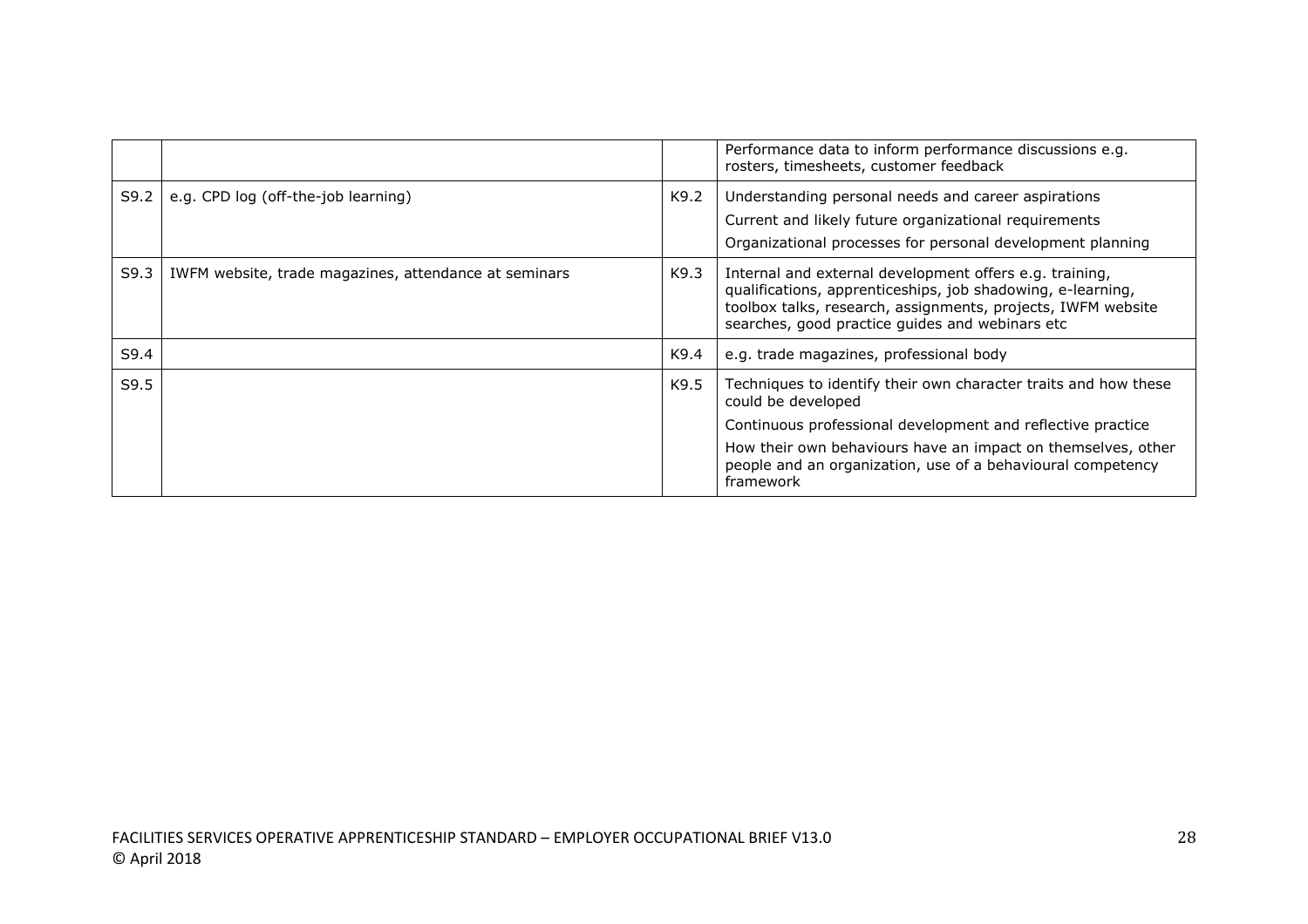| | | | |
|---|---|---|---|
| | | | Performance data to inform performance discussions e.g. rosters, timesheets, customer feedback |
| S9.2 | e.g. CPD log (off-the-job learning) | K9.2 | Understanding personal needs and career aspirations<br>Current and likely future organizational requirements<br>Organizational processes for personal development planning |
| S9.3 | IWFM website, trade magazines, attendance at seminars | K9.3 | Internal and external development offers e.g. training, qualifications, apprenticeships, job shadowing, e-learning, toolbox talks, research, assignments, projects, IWFM website searches, good practice guides and webinars etc |
| S9.4 | | K9.4 | e.g. trade magazines, professional body |
| S9.5 | | K9.5 | Techniques to identify their own character traits and how these could be developed<br>Continuous professional development and reflective practice<br>How their own behaviours have an impact on themselves, other people and an organization, use of a behavioural competency framework |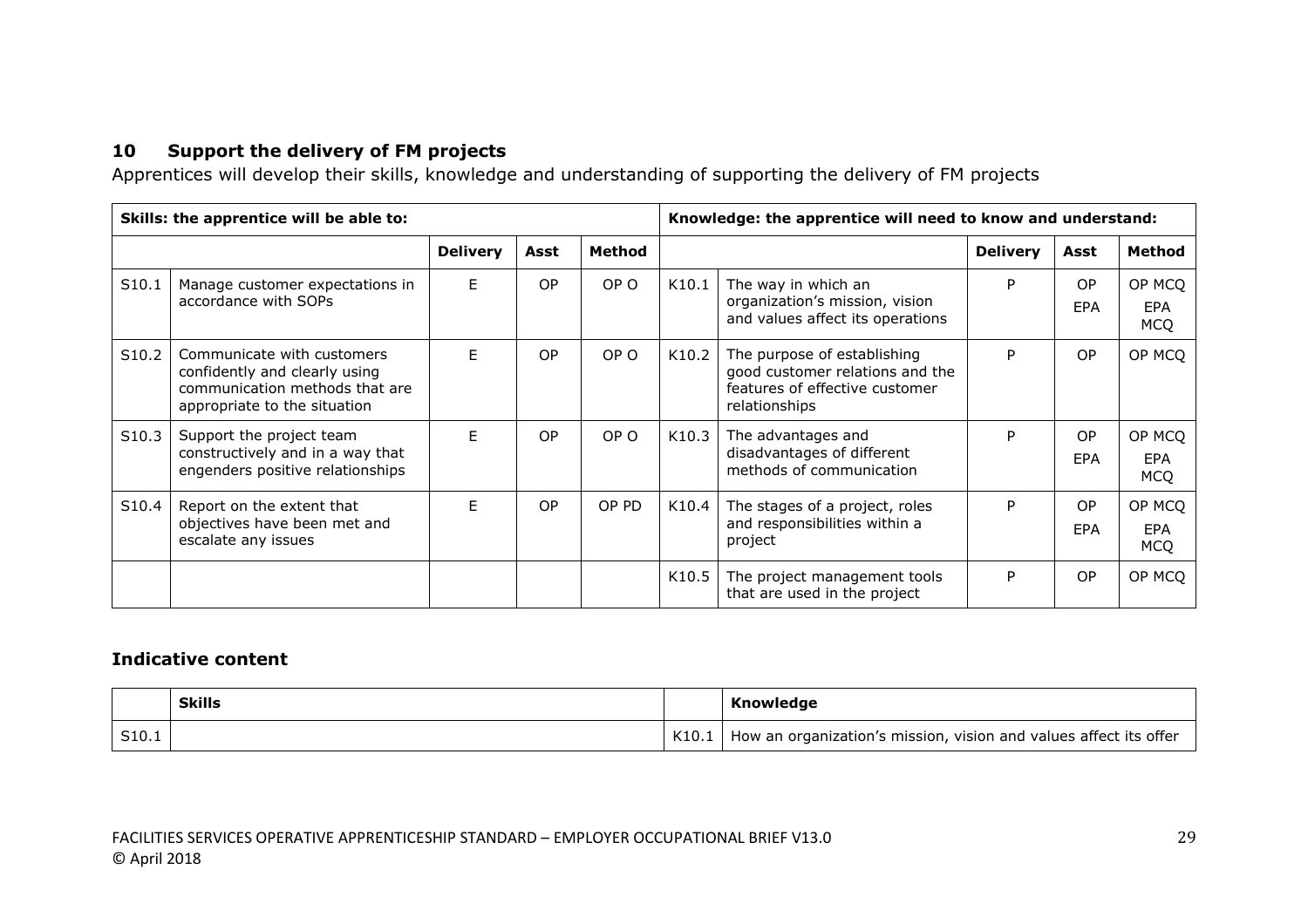## 10 Support the delivery of FM projects

Apprentices will develop their skills, knowledge and understanding of supporting the delivery of FM projects

| Skills: the apprentice will be able to: | | | | | Knowledge: the apprentice will need to know and understand: | | | | |
|---|---|---|---|---|---|---|---|---|---|
| | | Delivery | Asst | Method | | | Delivery | Asst | Method |
| S10.1 | Manage customer expectations in accordance with SOPs | E | OP | OP O | K10.1 | The way in which an organization's mission, vision and values affect its operations | P | OP EPA | OP MCQ EPA MCQ |
| S10.2 | Communicate with customers confidently and clearly using communication methods that are appropriate to the situation | E | OP | OP O | K10.2 | The purpose of establishing good customer relations and the features of effective customer relationships | P | OP | OP MCQ |
| S10.3 | Support the project team constructively and in a way that engenders positive relationships | E | OP | OP O | K10.3 | The advantages and disadvantages of different methods of communication | P | OP EPA | OP MCQ EPA MCQ |
| S10.4 | Report on the extent that objectives have been met and escalate any issues | E | OP | OP PD | K10.4 | The stages of a project, roles and responsibilities within a project | P | OP EPA | OP MCQ EPA MCQ |
| | | | | | K10.5 | The project management tools that are used in the project | P | OP | OP MCQ |

### Indicative content

| | Skills | | Knowledge |
|---|---|---|---|
| S10.1 | | K10.1 | How an organization's mission, vision and values affect its offer |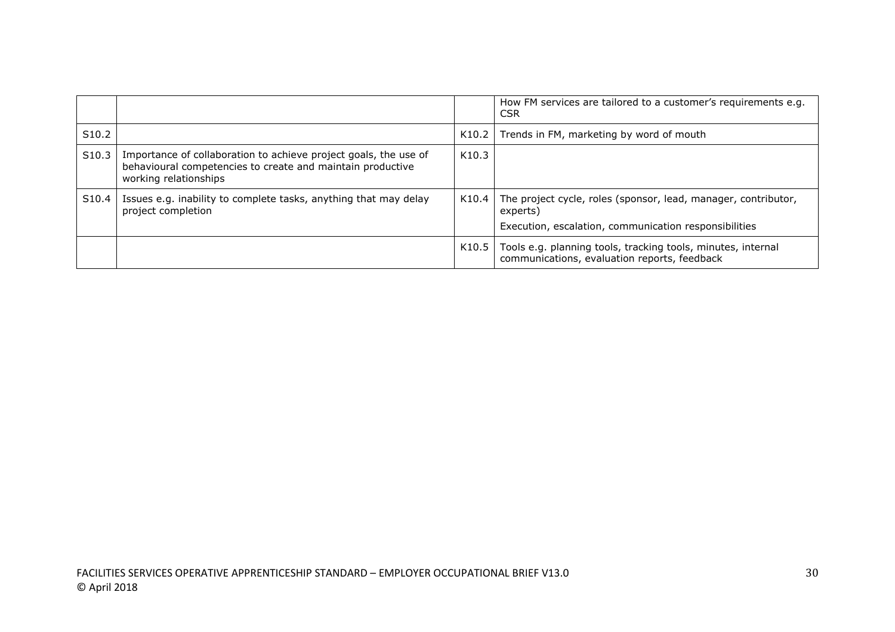| | | | |
|---|---|---|---|
| | | | How FM services are tailored to a customer's requirements e.g. CSR |
| S10.2 | | K10.2 | Trends in FM, marketing by word of mouth |
| S10.3 | Importance of collaboration to achieve project goals, the use of behavioural competencies to create and maintain productive working relationships | K10.3 | |
| S10.4 | Issues e.g. inability to complete tasks, anything that may delay project completion | K10.4 | The project cycle, roles (sponsor, lead, manager, contributor, experts)<br><br>Execution, escalation, communication responsibilities |
| | | K10.5 | Tools e.g. planning tools, tracking tools, minutes, internal communications, evaluation reports, feedback |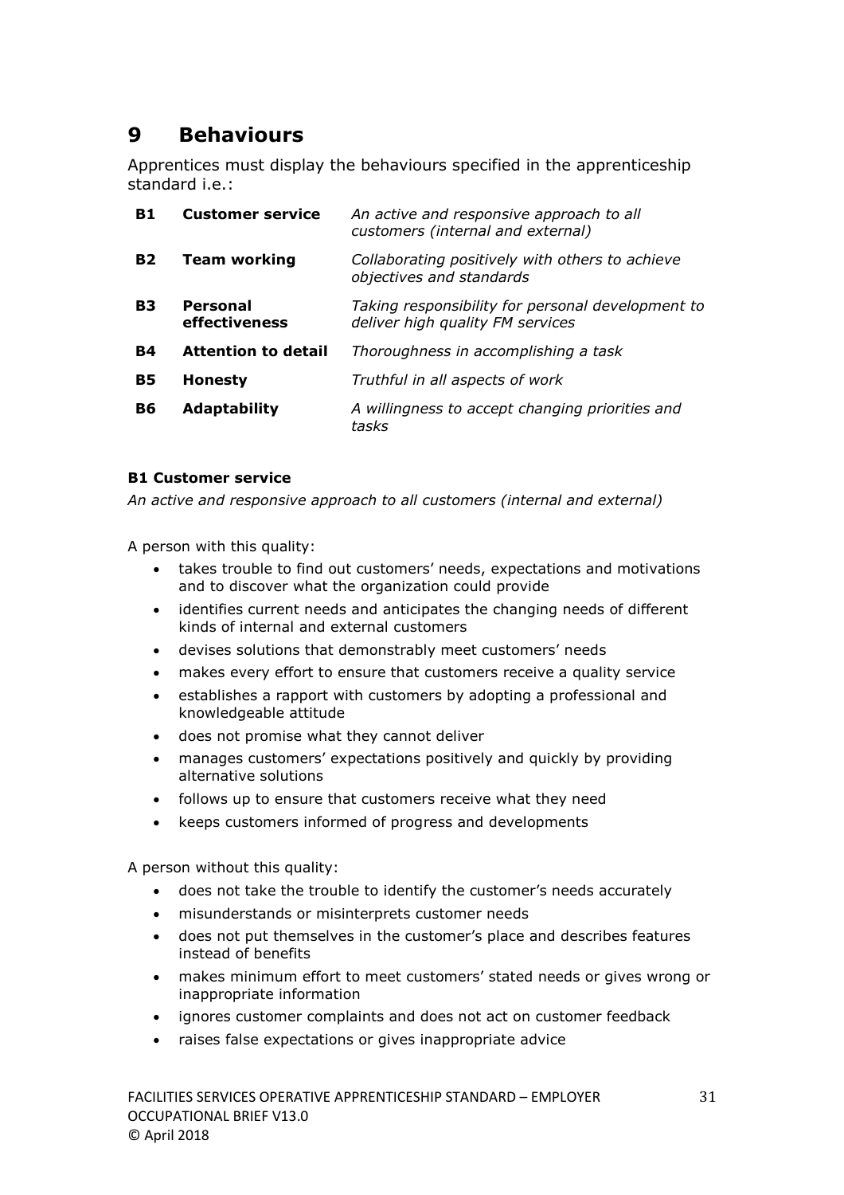# 9 Behaviours

Apprentices must display the behaviours specified in the apprenticeship standard i.e.:

| | | |
|---|---|---|
| **B1** | **Customer service** | *An active and responsive approach to all customers (internal and external)* |
| **B2** | **Team working** | *Collaborating positively with others to achieve objectives and standards* |
| **B3** | **Personal effectiveness** | *Taking responsibility for personal development to deliver high quality FM services* |
| **B4** | **Attention to detail** | *Thoroughness in accomplishing a task* |
| **B5** | **Honesty** | *Truthful in all aspects of work* |
| **B6** | **Adaptability** | *A willingness to accept changing priorities and tasks* |

**B1 Customer service**

*An active and responsive approach to all customers (internal and external)*

A person with this quality:

- takes trouble to find out customers' needs, expectations and motivations and to discover what the organization could provide
- identifies current needs and anticipates the changing needs of different kinds of internal and external customers
- devises solutions that demonstrably meet customers' needs
- makes every effort to ensure that customers receive a quality service
- establishes a rapport with customers by adopting a professional and knowledgeable attitude
- does not promise what they cannot deliver
- manages customers' expectations positively and quickly by providing alternative solutions
- follows up to ensure that customers receive what they need
- keeps customers informed of progress and developments

A person without this quality:

- does not take the trouble to identify the customer's needs accurately
- misunderstands or misinterprets customer needs
- does not put themselves in the customer's place and describes features instead of benefits
- makes minimum effort to meet customers' stated needs or gives wrong or inappropriate information
- ignores customer complaints and does not act on customer feedback
- raises false expectations or gives inappropriate advice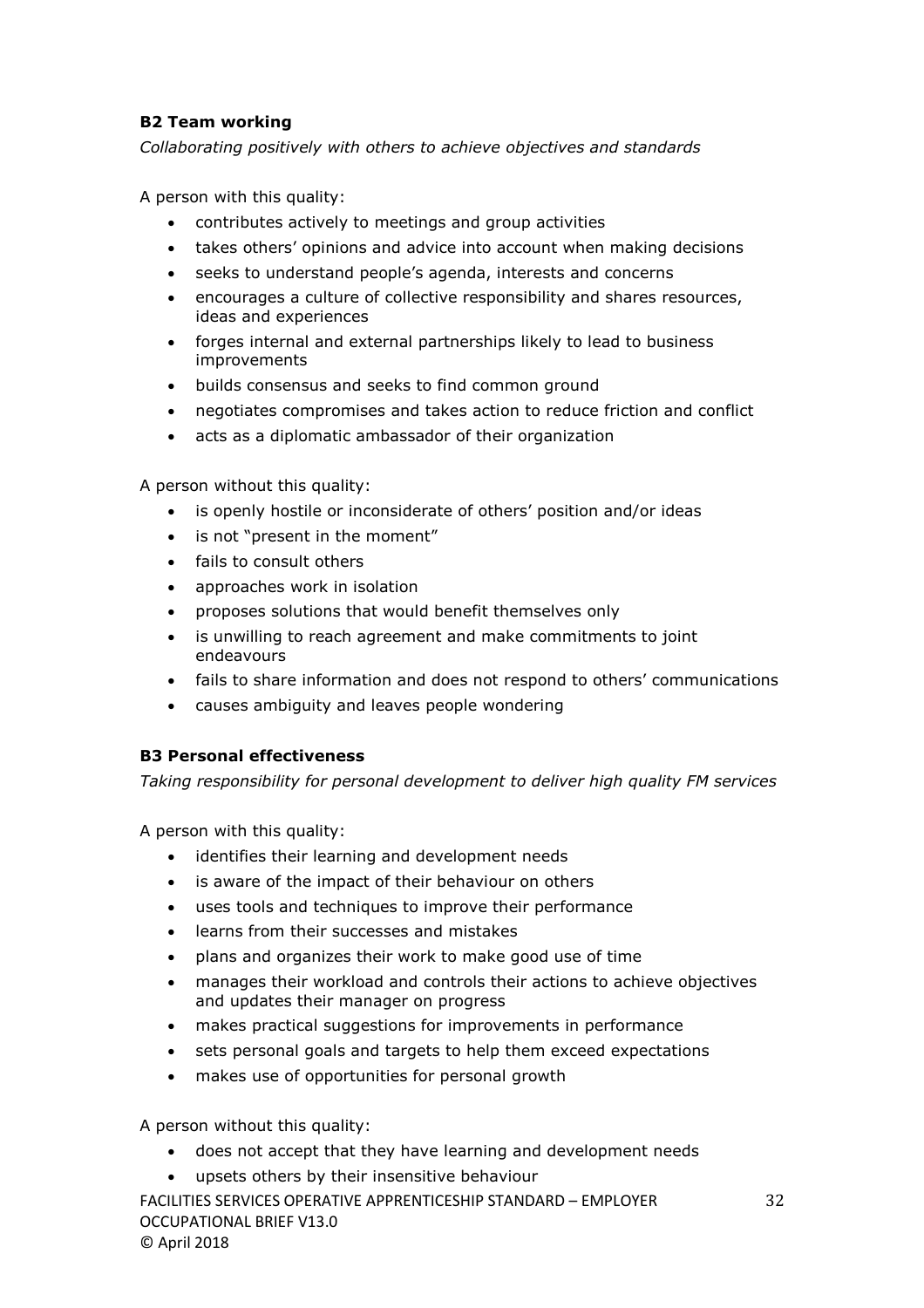**B2 Team working**

*Collaborating positively with others to achieve objectives and standards*

A person with this quality:

- contributes actively to meetings and group activities
- takes others' opinions and advice into account when making decisions
- seeks to understand people's agenda, interests and concerns
- encourages a culture of collective responsibility and shares resources, ideas and experiences
- forges internal and external partnerships likely to lead to business improvements
- builds consensus and seeks to find common ground
- negotiates compromises and takes action to reduce friction and conflict
- acts as a diplomatic ambassador of their organization

A person without this quality:

- is openly hostile or inconsiderate of others' position and/or ideas
- is not "present in the moment"
- fails to consult others
- approaches work in isolation
- proposes solutions that would benefit themselves only
- is unwilling to reach agreement and make commitments to joint endeavours
- fails to share information and does not respond to others' communications
- causes ambiguity and leaves people wondering

**B3 Personal effectiveness**

*Taking responsibility for personal development to deliver high quality FM services*

A person with this quality:

- identifies their learning and development needs
- is aware of the impact of their behaviour on others
- uses tools and techniques to improve their performance
- learns from their successes and mistakes
- plans and organizes their work to make good use of time
- manages their workload and controls their actions to achieve objectives and updates their manager on progress
- makes practical suggestions for improvements in performance
- sets personal goals and targets to help them exceed expectations
- makes use of opportunities for personal growth

A person without this quality:

- does not accept that they have learning and development needs
- upsets others by their insensitive behaviour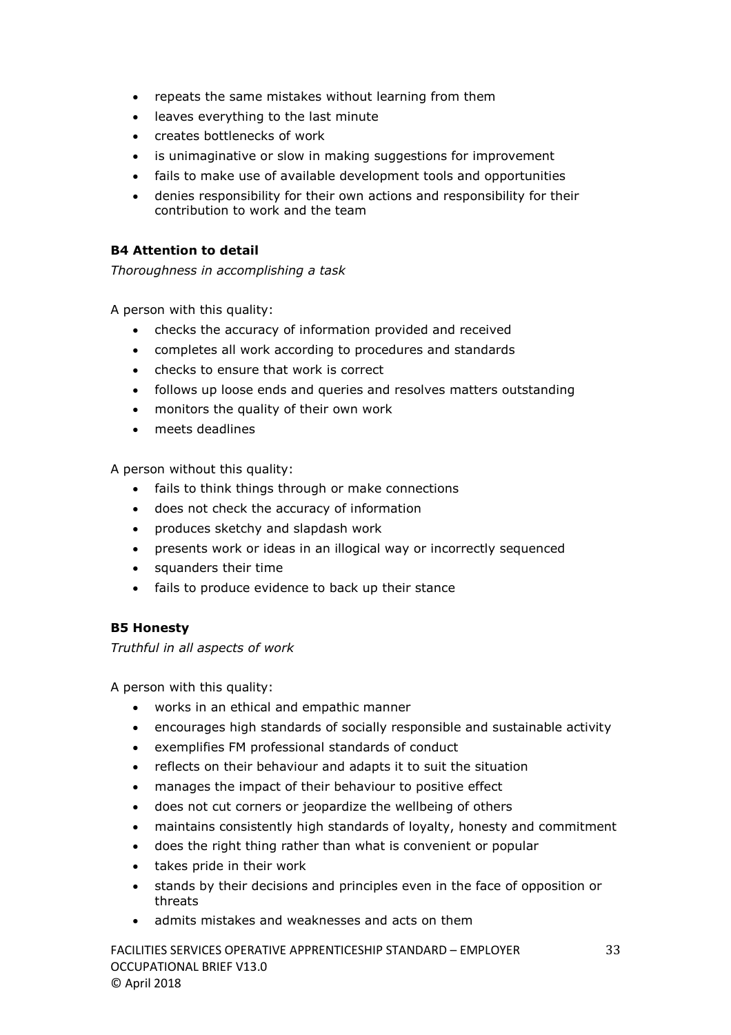- repeats the same mistakes without learning from them
- leaves everything to the last minute
- creates bottlenecks of work
- is unimaginative or slow in making suggestions for improvement
- fails to make use of available development tools and opportunities
- denies responsibility for their own actions and responsibility for their contribution to work and the team

**B4 Attention to detail**

*Thoroughness in accomplishing a task*

A person with this quality:

- checks the accuracy of information provided and received
- completes all work according to procedures and standards
- checks to ensure that work is correct
- follows up loose ends and queries and resolves matters outstanding
- monitors the quality of their own work
- meets deadlines

A person without this quality:

- fails to think things through or make connections
- does not check the accuracy of information
- produces sketchy and slapdash work
- presents work or ideas in an illogical way or incorrectly sequenced
- squanders their time
- fails to produce evidence to back up their stance

**B5 Honesty**

*Truthful in all aspects of work*

A person with this quality:

- works in an ethical and empathic manner
- encourages high standards of socially responsible and sustainable activity
- exemplifies FM professional standards of conduct
- reflects on their behaviour and adapts it to suit the situation
- manages the impact of their behaviour to positive effect
- does not cut corners or jeopardize the wellbeing of others
- maintains consistently high standards of loyalty, honesty and commitment
- does the right thing rather than what is convenient or popular
- takes pride in their work
- stands by their decisions and principles even in the face of opposition or threats
- admits mistakes and weaknesses and acts on them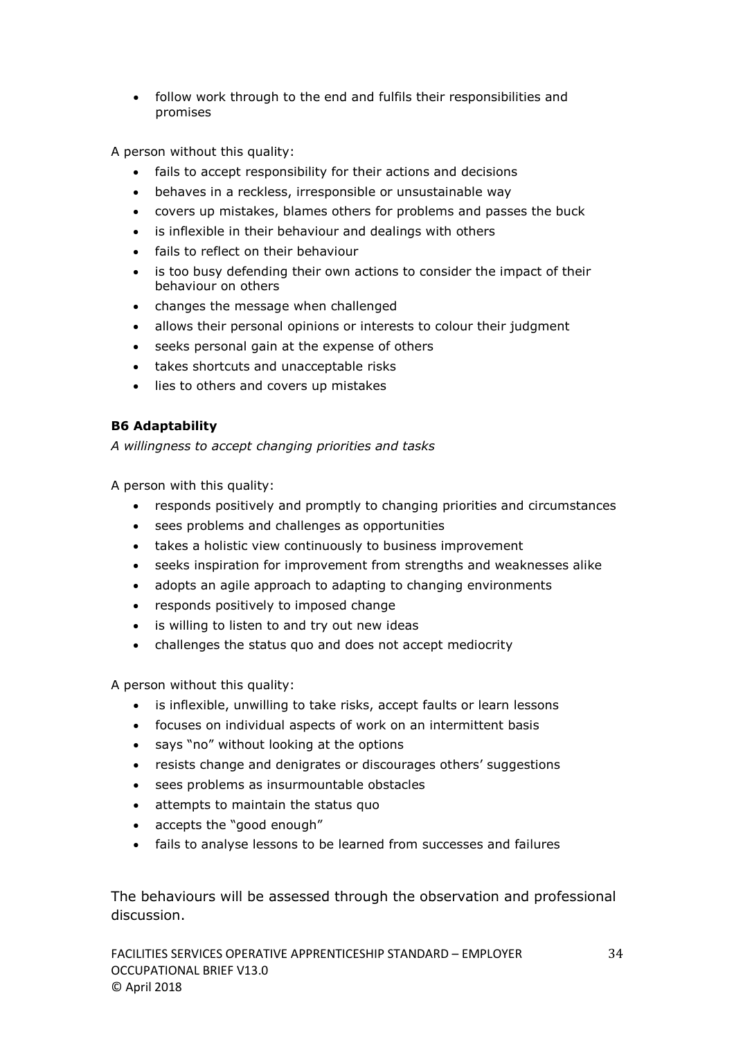- follow work through to the end and fulfils their responsibilities and promises

A person without this quality:

- fails to accept responsibility for their actions and decisions
- behaves in a reckless, irresponsible or unsustainable way
- covers up mistakes, blames others for problems and passes the buck
- is inflexible in their behaviour and dealings with others
- fails to reflect on their behaviour
- is too busy defending their own actions to consider the impact of their behaviour on others
- changes the message when challenged
- allows their personal opinions or interests to colour their judgment
- seeks personal gain at the expense of others
- takes shortcuts and unacceptable risks
- lies to others and covers up mistakes

**B6 Adaptability**

*A willingness to accept changing priorities and tasks*

A person with this quality:

- responds positively and promptly to changing priorities and circumstances
- sees problems and challenges as opportunities
- takes a holistic view continuously to business improvement
- seeks inspiration for improvement from strengths and weaknesses alike
- adopts an agile approach to adapting to changing environments
- responds positively to imposed change
- is willing to listen to and try out new ideas
- challenges the status quo and does not accept mediocrity

A person without this quality:

- is inflexible, unwilling to take risks, accept faults or learn lessons
- focuses on individual aspects of work on an intermittent basis
- says "no" without looking at the options
- resists change and denigrates or discourages others' suggestions
- sees problems as insurmountable obstacles
- attempts to maintain the status quo
- accepts the "good enough"
- fails to analyse lessons to be learned from successes and failures

The behaviours will be assessed through the observation and professional discussion.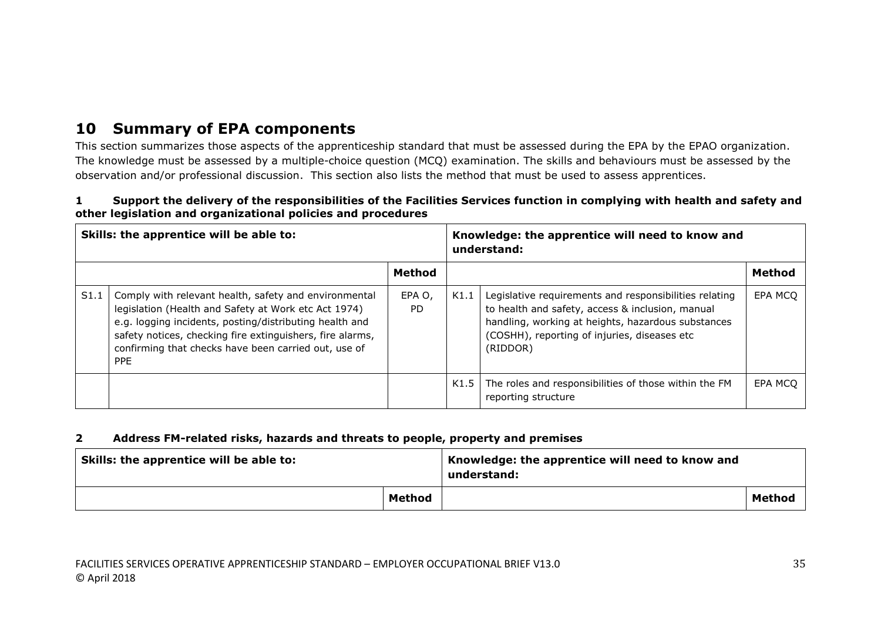## 10 Summary of EPA components

This section summarizes those aspects of the apprenticeship standard that must be assessed during the EPA by the EPAO organization. The knowledge must be assessed by a multiple-choice question (MCQ) examination. The skills and behaviours must be assessed by the observation and/or professional discussion. This section also lists the method that must be used to assess apprentices.

**1 Support the delivery of the responsibilities of the Facilities Services function in complying with health and safety and other legislation and organizational policies and procedures**

| Skills: the apprentice will be able to: | | | Knowledge: the apprentice will need to know and understand: | | |
|---|---|---|---|---|---|
| | | **Method** | | | **Method** |
| S1.1 | Comply with relevant health, safety and environmental legislation (Health and Safety at Work etc Act 1974) e.g. logging incidents, posting/distributing health and safety notices, checking fire extinguishers, fire alarms, confirming that checks have been carried out, use of PPE | EPA O, PD | K1.1 | Legislative requirements and responsibilities relating to health and safety, access & inclusion, manual handling, working at heights, hazardous substances (COSHH), reporting of injuries, diseases etc (RIDDOR) | EPA MCQ |
| | | | K1.5 | The roles and responsibilities of those within the FM reporting structure | EPA MCQ |

**2 Address FM-related risks, hazards and threats to people, property and premises**

| Skills: the apprentice will be able to: | | Knowledge: the apprentice will need to know and understand: | |
|---|---|---|---|
| | **Method** | | **Method** |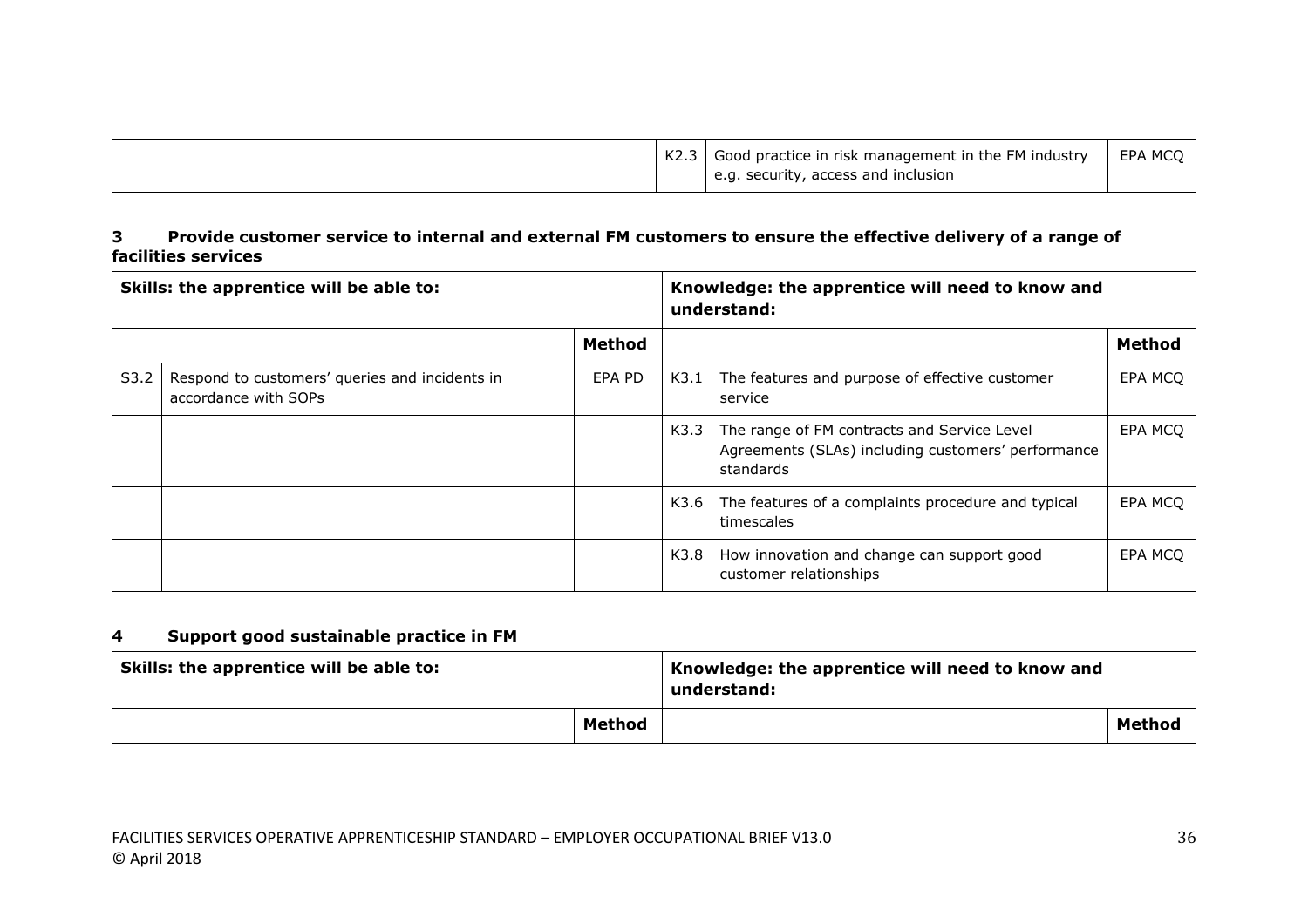| | | | K2.3 | Good practice in risk management in the FM industry e.g. security, access and inclusion | EPA MCQ |
|---|---|---|---|---|---|

## 3 Provide customer service to internal and external FM customers to ensure the effective delivery of a range of facilities services

| Skills: the apprentice will be able to: | | | Knowledge: the apprentice will need to know and understand: | | |
|---|---|---|---|---|---|
| | | **Method** | | | **Method** |
| S3.2 | Respond to customers' queries and incidents in accordance with SOPs | EPA PD | K3.1 | The features and purpose of effective customer service | EPA MCQ |
| | | | K3.3 | The range of FM contracts and Service Level Agreements (SLAs) including customers' performance standards | EPA MCQ |
| | | | K3.6 | The features of a complaints procedure and typical timescales | EPA MCQ |
| | | | K3.8 | How innovation and change can support good customer relationships | EPA MCQ |

## 4 Support good sustainable practice in FM

| Skills: the apprentice will be able to: | | Knowledge: the apprentice will need to know and understand: | |
|---|---|---|---|
| | **Method** | | **Method** |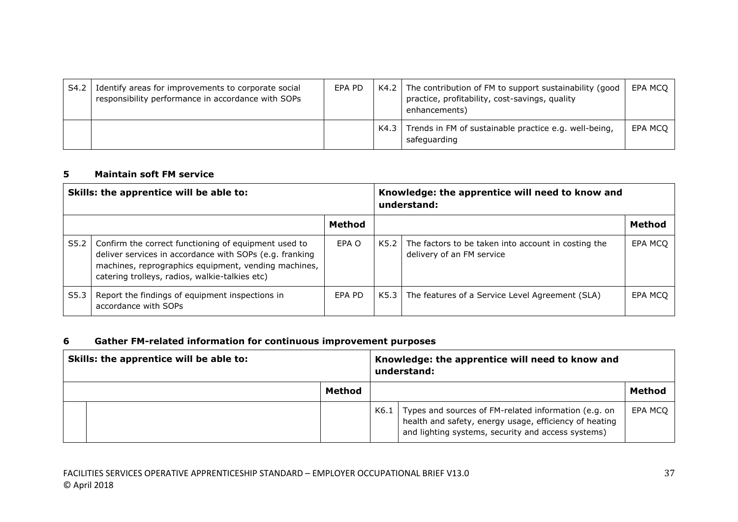| | | | | | |
|---|---|---|---|---|---|
| S4.2 | Identify areas for improvements to corporate social responsibility performance in accordance with SOPs | EPA PD | K4.2 | The contribution of FM to support sustainability (good practice, profitability, cost-savings, quality enhancements) | EPA MCQ |
| | | | K4.3 | Trends in FM of sustainable practice e.g. well-being, safeguarding | EPA MCQ |

## 5 Maintain soft FM service

| Skills: the apprentice will be able to: | | | Knowledge: the apprentice will need to know and understand: | | |
|---|---|---|---|---|---|
| | | **Method** | | | **Method** |
| S5.2 | Confirm the correct functioning of equipment used to deliver services in accordance with SOPs (e.g. franking machines, reprographics equipment, vending machines, catering trolleys, radios, walkie-talkies etc) | EPA O | K5.2 | The factors to be taken into account in costing the delivery of an FM service | EPA MCQ |
| S5.3 | Report the findings of equipment inspections in accordance with SOPs | EPA PD | K5.3 | The features of a Service Level Agreement (SLA) | EPA MCQ |

## 6 Gather FM-related information for continuous improvement purposes

| Skills: the apprentice will be able to: | | | Knowledge: the apprentice will need to know and understand: | | |
|---|---|---|---|---|---|
| | | **Method** | | | **Method** |
| | | | K6.1 | Types and sources of FM-related information (e.g. on health and safety, energy usage, efficiency of heating and lighting systems, security and access systems) | EPA MCQ |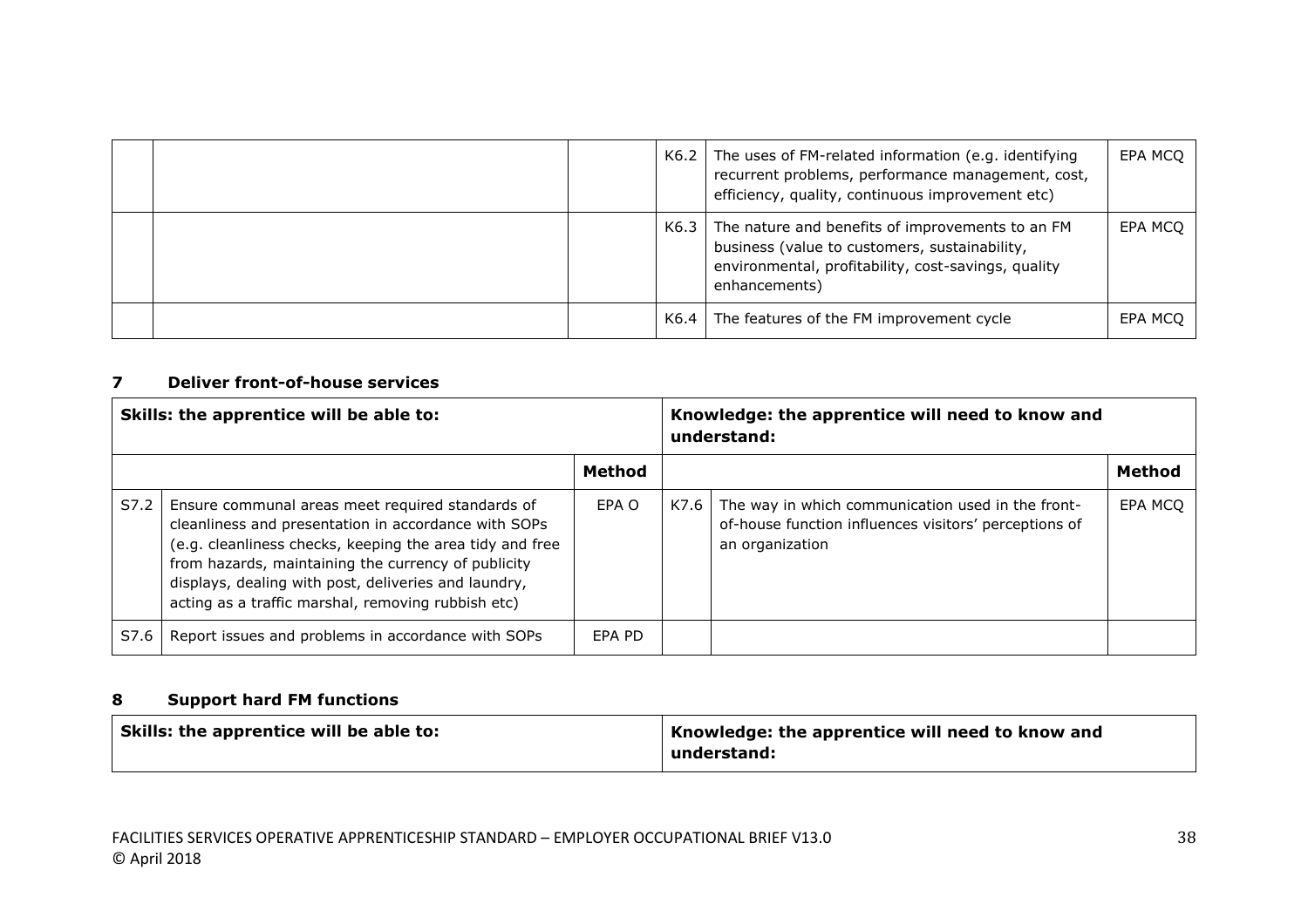| | | | | | |
|---|---|---|---|---|---|
| | | | K6.2 | The uses of FM-related information (e.g. identifying recurrent problems, performance management, cost, efficiency, quality, continuous improvement etc) | EPA MCQ |
| | | | K6.3 | The nature and benefits of improvements to an FM business (value to customers, sustainability, environmental, profitability, cost-savings, quality enhancements) | EPA MCQ |
| | | | K6.4 | The features of the FM improvement cycle | EPA MCQ |

## 7 Deliver front-of-house services

| **Skills: the apprentice will be able to:** | | | **Knowledge: the apprentice will need to know and understand:** | | |
|---|---|---|---|---|---|
| | | **Method** | | | **Method** |
| S7.2 | Ensure communal areas meet required standards of cleanliness and presentation in accordance with SOPs (e.g. cleanliness checks, keeping the area tidy and free from hazards, maintaining the currency of publicity displays, dealing with post, deliveries and laundry, acting as a traffic marshal, removing rubbish etc) | EPA O | K7.6 | The way in which communication used in the front-of-house function influences visitors' perceptions of an organization | EPA MCQ |
| S7.6 | Report issues and problems in accordance with SOPs | EPA PD | | | |

## 8 Support hard FM functions

| **Skills: the apprentice will be able to:** | **Knowledge: the apprentice will need to know and understand:** |
|---|---|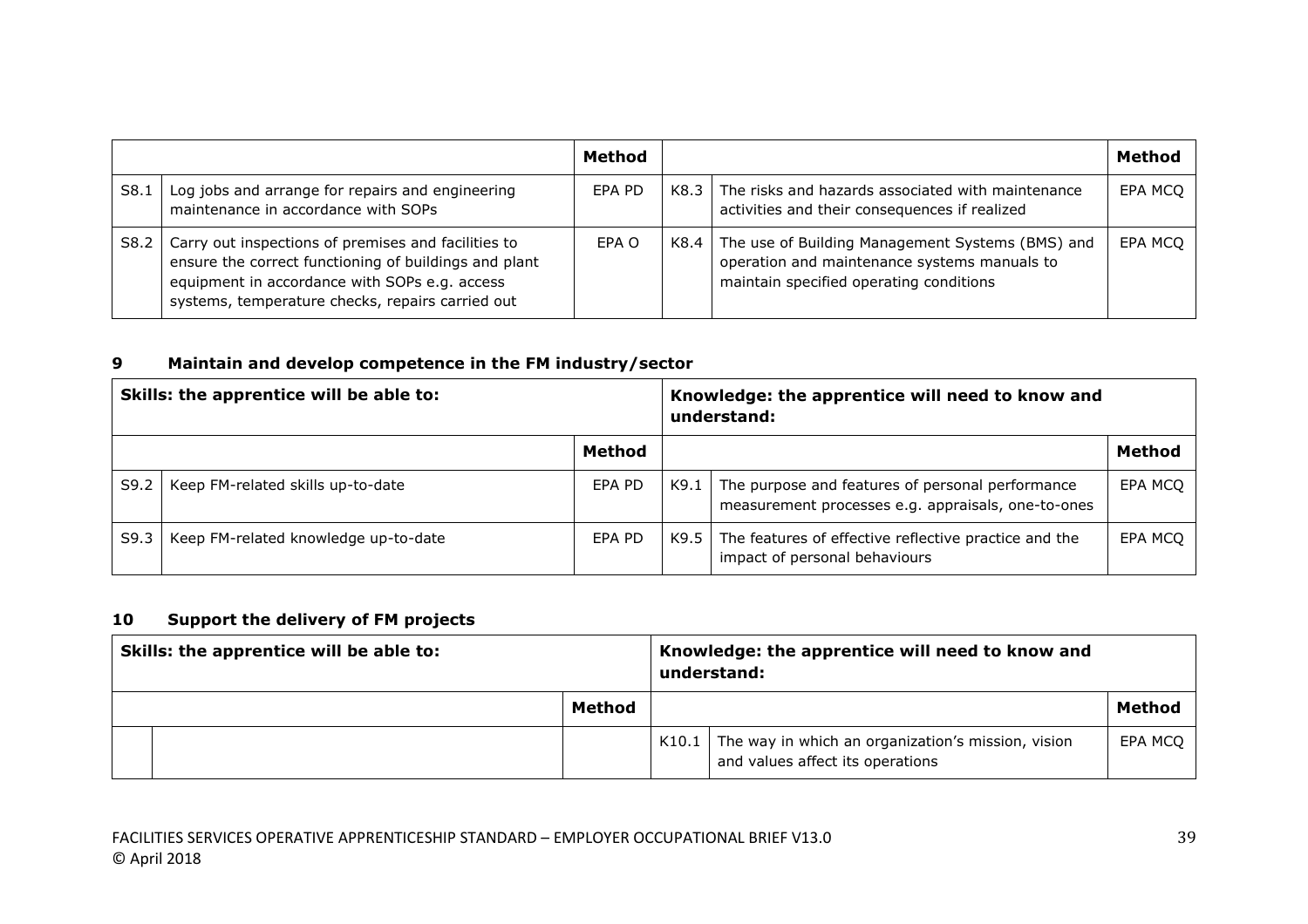| | | Method | | | Method |
|---|---|---|---|---|---|
| S8.1 | Log jobs and arrange for repairs and engineering maintenance in accordance with SOPs | EPA PD | K8.3 | The risks and hazards associated with maintenance activities and their consequences if realized | EPA MCQ |
| S8.2 | Carry out inspections of premises and facilities to ensure the correct functioning of buildings and plant equipment in accordance with SOPs e.g. access systems, temperature checks, repairs carried out | EPA O | K8.4 | The use of Building Management Systems (BMS) and operation and maintenance systems manuals to maintain specified operating conditions | EPA MCQ |

## 9 Maintain and develop competence in the FM industry/sector

| **Skills: the apprentice will be able to:** | | | **Knowledge: the apprentice will need to know and understand:** | | |
|---|---|---|---|---|---|
| | | **Method** | | | **Method** |
| S9.2 | Keep FM-related skills up-to-date | EPA PD | K9.1 | The purpose and features of personal performance measurement processes e.g. appraisals, one-to-ones | EPA MCQ |
| S9.3 | Keep FM-related knowledge up-to-date | EPA PD | K9.5 | The features of effective reflective practice and the impact of personal behaviours | EPA MCQ |

## 10 Support the delivery of FM projects

| **Skills: the apprentice will be able to:** | | | **Knowledge: the apprentice will need to know and understand:** | | |
|---|---|---|---|---|---|
| | | **Method** | | | **Method** |
| | | | K10.1 | The way in which an organization's mission, vision and values affect its operations | EPA MCQ |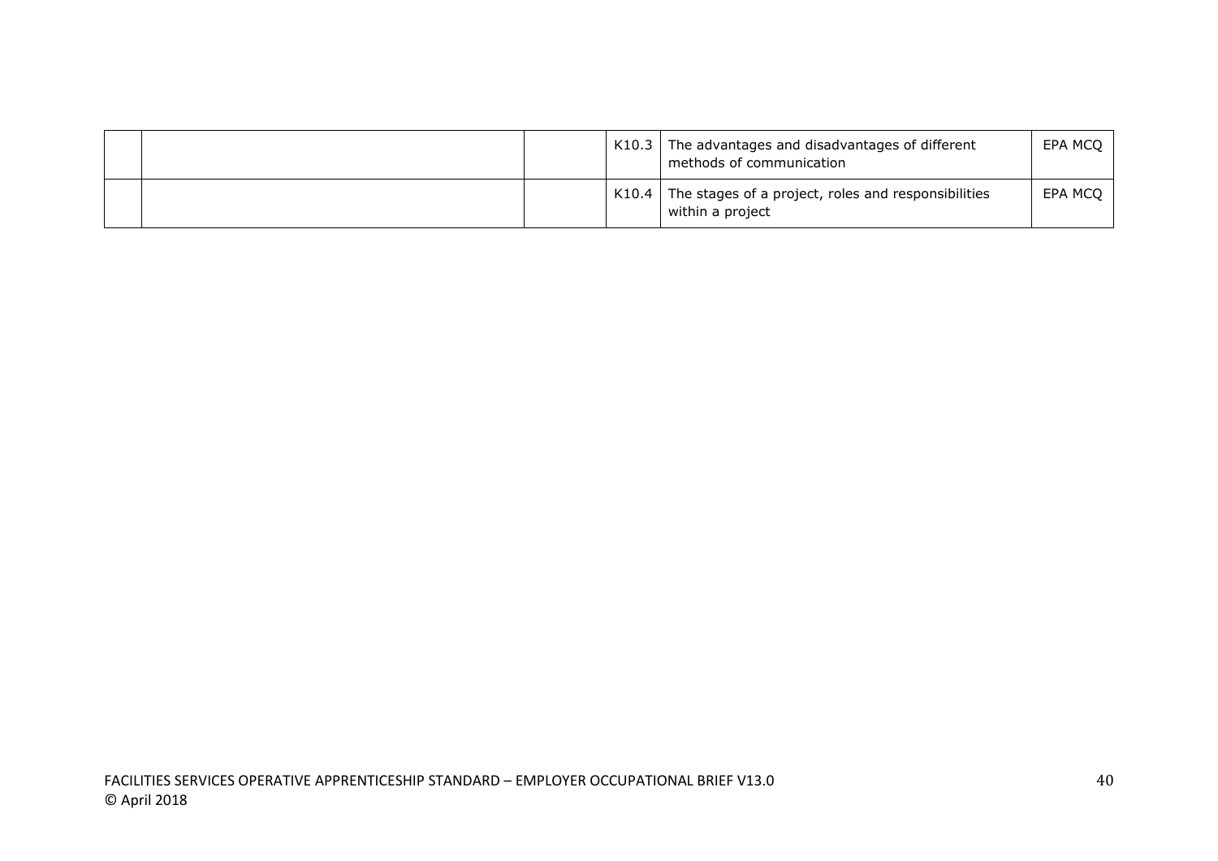|  |  |  |  |  |  |
|---|---|---|---|---|---|
|  |  |  | K10.3 | The advantages and disadvantages of different methods of communication | EPA MCQ |
|  |  |  | K10.4 | The stages of a project, roles and responsibilities within a project | EPA MCQ |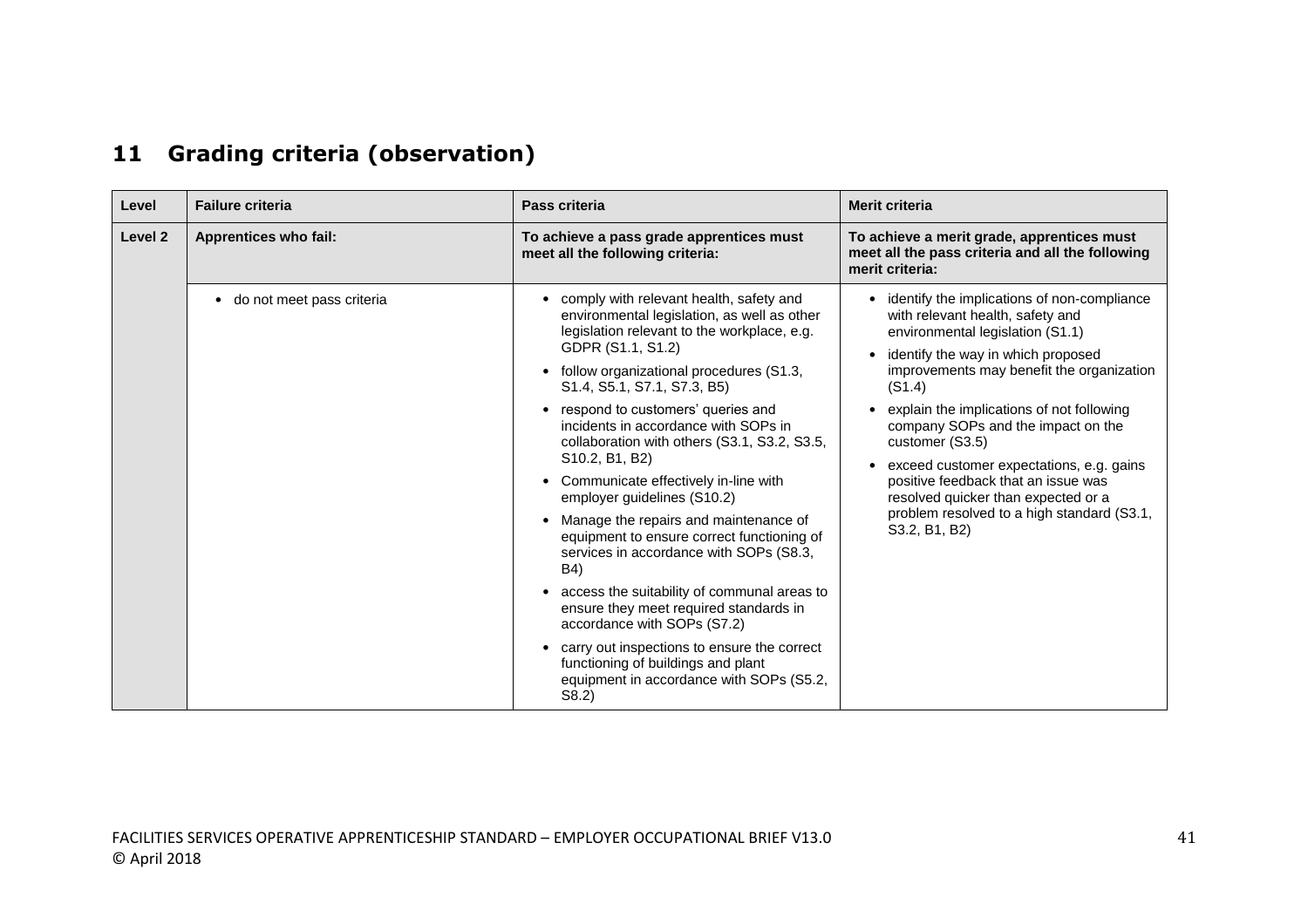## 11 Grading criteria (observation)

| Level | Failure criteria | Pass criteria | Merit criteria |
|---|---|---|---|
| **Level 2** | **Apprentices who fail:** | **To achieve a pass grade apprentices must meet all the following criteria:** | **To achieve a merit grade, apprentices must meet all the pass criteria and all the following merit criteria:** |
| | • do not meet pass criteria | • comply with relevant health, safety and environmental legislation, as well as other legislation relevant to the workplace, e.g. GDPR (S1.1, S1.2)<br>• follow organizational procedures (S1.3, S1.4, S5.1, S7.1, S7.3, B5)<br>• respond to customers' queries and incidents in accordance with SOPs in collaboration with others (S3.1, S3.2, S3.5, S10.2, B1, B2)<br>• Communicate effectively in-line with employer guidelines (S10.2)<br>• Manage the repairs and maintenance of equipment to ensure correct functioning of services in accordance with SOPs (S8.3, B4)<br>• access the suitability of communal areas to ensure they meet required standards in accordance with SOPs (S7.2)<br>• carry out inspections to ensure the correct functioning of buildings and plant equipment in accordance with SOPs (S5.2, S8.2) | • identify the implications of non-compliance with relevant health, safety and environmental legislation (S1.1)<br>• identify the way in which proposed improvements may benefit the organization (S1.4)<br>• explain the implications of not following company SOPs and the impact on the customer (S3.5)<br>• exceed customer expectations, e.g. gains positive feedback that an issue was resolved quicker than expected or a problem resolved to a high standard (S3.1, S3.2, B1, B2) |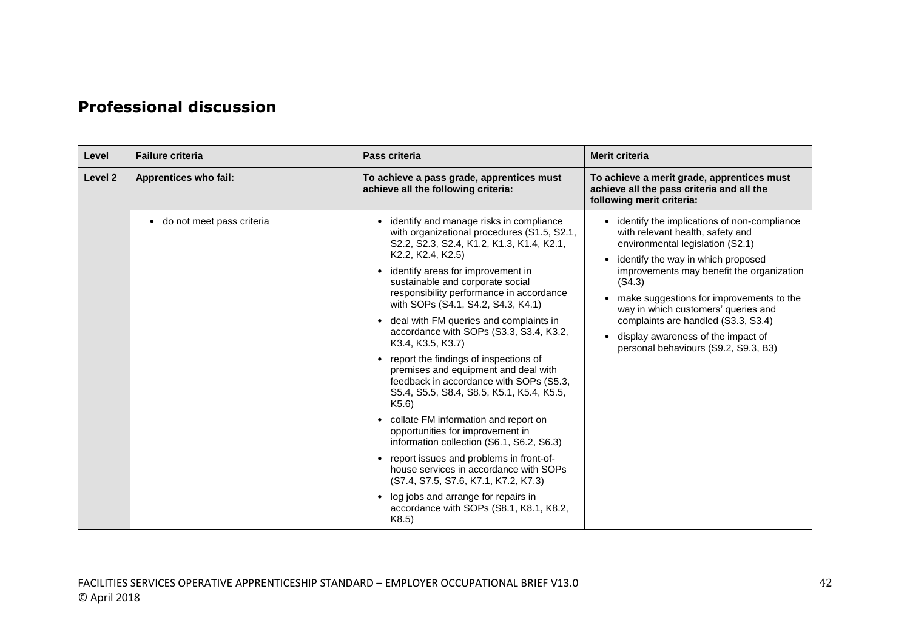## Professional discussion

| Level | Failure criteria | Pass criteria | Merit criteria |
|---|---|---|---|
| Level 2 | **Apprentices who fail:** | **To achieve a pass grade, apprentices must achieve all the following criteria:** | **To achieve a merit grade, apprentices must achieve all the pass criteria and all the following merit criteria:** |
| | • do not meet pass criteria | • identify and manage risks in compliance with organizational procedures (S1.5, S2.1, S2.2, S2.3, S2.4, K1.2, K1.3, K1.4, K2.1, K2.2, K2.4, K2.5)<br>• identify areas for improvement in sustainable and corporate social responsibility performance in accordance with SOPs (S4.1, S4.2, S4.3, K4.1)<br>• deal with FM queries and complaints in accordance with SOPs (S3.3, S3.4, K3.2, K3.4, K3.5, K3.7)<br>• report the findings of inspections of premises and equipment and deal with feedback in accordance with SOPs (S5.3, S5.4, S5.5, S8.4, S8.5, K5.1, K5.4, K5.5, K5.6)<br>• collate FM information and report on opportunities for improvement in information collection (S6.1, S6.2, S6.3)<br>• report issues and problems in front-of-house services in accordance with SOPs (S7.4, S7.5, S7.6, K7.1, K7.2, K7.3)<br>• log jobs and arrange for repairs in accordance with SOPs (S8.1, K8.1, K8.2, K8.5) | • identify the implications of non-compliance with relevant health, safety and environmental legislation (S2.1)<br>• identify the way in which proposed improvements may benefit the organization (S4.3)<br>• make suggestions for improvements to the way in which customers' queries and complaints are handled (S3.3, S3.4)<br>• display awareness of the impact of personal behaviours (S9.2, S9.3, B3) |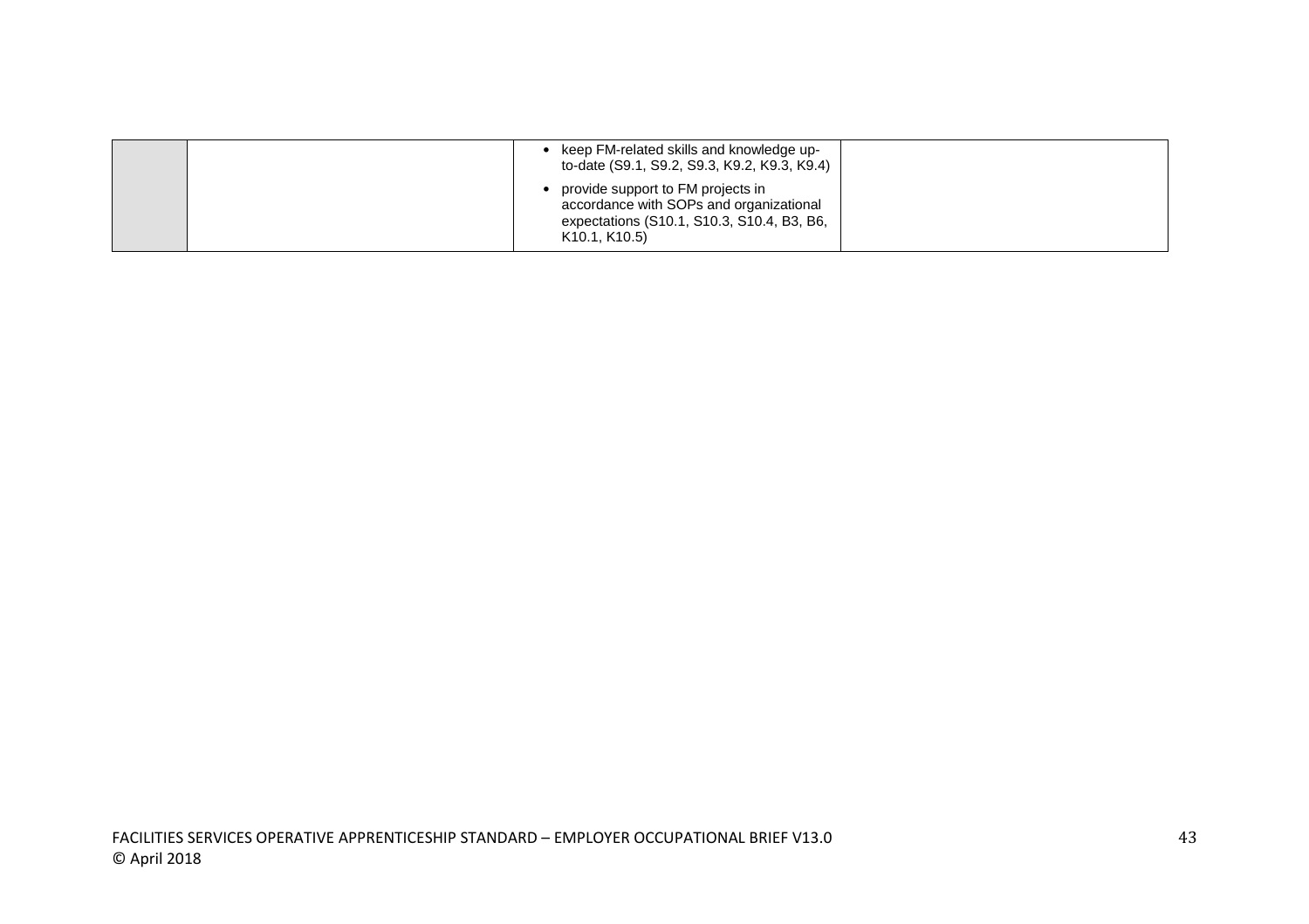|  |  |  |  |
|---|---|---|---|
|  |  | • keep FM-related skills and knowledge up-to-date (S9.1, S9.2, S9.3, K9.2, K9.3, K9.4)<br><br>• provide support to FM projects in accordance with SOPs and organizational expectations (S10.1, S10.3, S10.4, B3, B6, K10.1, K10.5) |  |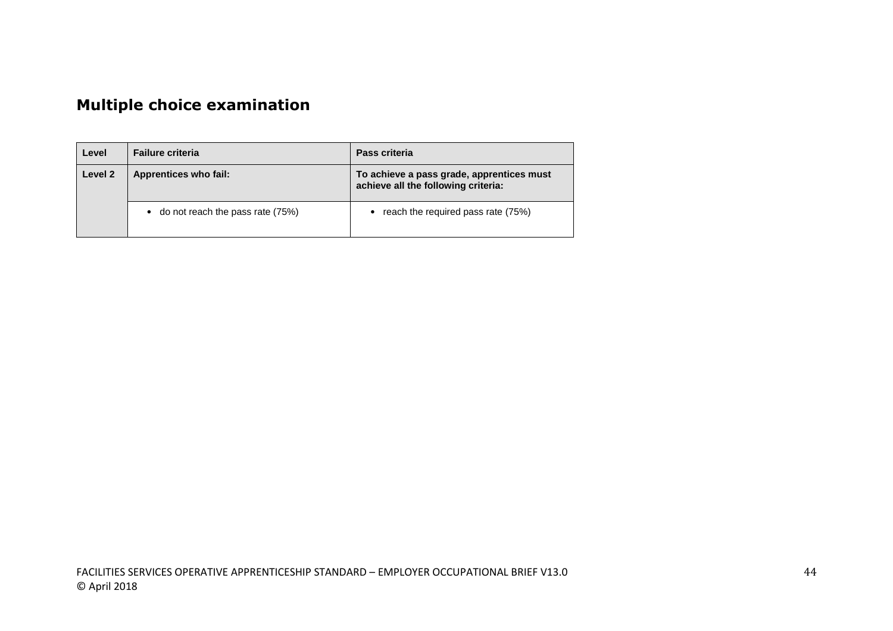## Multiple choice examination

| Level | Failure criteria | Pass criteria |
|---|---|---|
| **Level 2** | **Apprentices who fail:** | **To achieve a pass grade, apprentices must achieve all the following criteria:** |
| | • do not reach the pass rate (75%) | • reach the required pass rate (75%) |